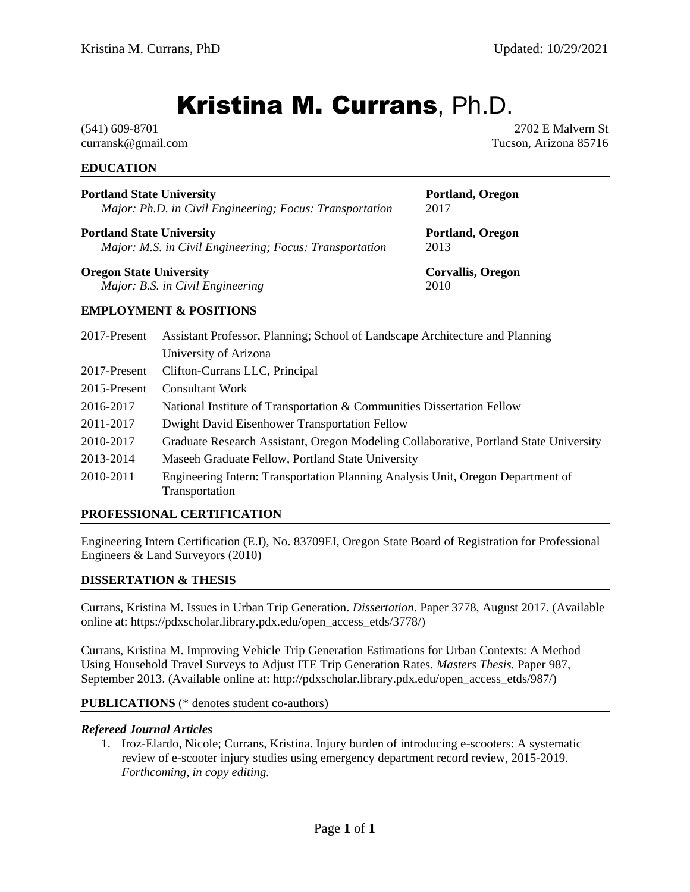# **Kristina M. Currans**, Ph.D.

(541) 609-8701
curransk@gmail.com

2702 E Malvern St
Tucson, Arizona 85716

## EDUCATION

**Portland State University** — **Portland, Oregon**
*Major: Ph.D. in Civil Engineering; Focus: Transportation* — 2017

**Portland State University** — **Portland, Oregon**
*Major: M.S. in Civil Engineering; Focus: Transportation* — 2013

**Oregon State University** — **Corvallis, Oregon**
*Major: B.S. in Civil Engineering* — 2010

## EMPLOYMENT & POSITIONS

| | |
|---|---|
| 2017-Present | Assistant Professor, Planning; School of Landscape Architecture and Planning University of Arizona |
| 2017-Present | Clifton-Currans LLC, Principal |
| 2015-Present | Consultant Work |
| 2016-2017 | National Institute of Transportation & Communities Dissertation Fellow |
| 2011-2017 | Dwight David Eisenhower Transportation Fellow |
| 2010-2017 | Graduate Research Assistant, Oregon Modeling Collaborative, Portland State University |
| 2013-2014 | Maseeh Graduate Fellow, Portland State University |
| 2010-2011 | Engineering Intern: Transportation Planning Analysis Unit, Oregon Department of Transportation |

## PROFESSIONAL CERTIFICATION

Engineering Intern Certification (E.I), No. 83709EI, Oregon State Board of Registration for Professional Engineers & Land Surveyors (2010)

## DISSERTATION & THESIS

Currans, Kristina M. Issues in Urban Trip Generation. *Dissertation*. Paper 3778, August 2017. (Available online at: https://pdxscholar.library.pdx.edu/open_access_etds/3778/)

Currans, Kristina M. Improving Vehicle Trip Generation Estimations for Urban Contexts: A Method Using Household Travel Surveys to Adjust ITE Trip Generation Rates. *Masters Thesis.* Paper 987, September 2013. (Available online at: http://pdxscholar.library.pdx.edu/open_access_etds/987/)

## PUBLICATIONS (* denotes student co-authors)

### *Refereed Journal Articles*

1. Iroz-Elardo, Nicole; Currans, Kristina. Injury burden of introducing e-scooters: A systematic review of e-scooter injury studies using emergency department record review, 2015-2019. *Forthcoming, in copy editing.*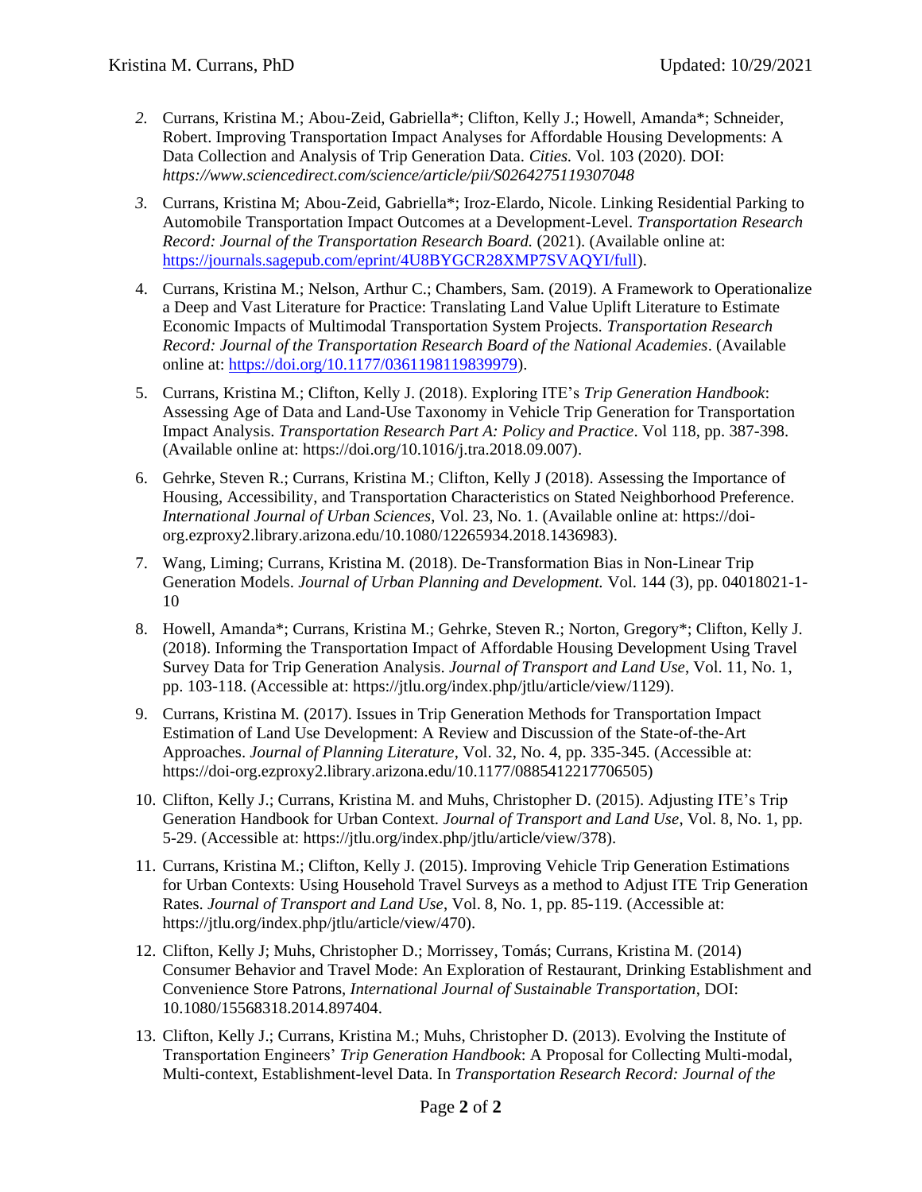2. Currans, Kristina M.; Abou-Zeid, Gabriella*; Clifton, Kelly J.; Howell, Amanda*; Schneider, Robert. Improving Transportation Impact Analyses for Affordable Housing Developments: A Data Collection and Analysis of Trip Generation Data. *Cities.* Vol. 103 (2020). DOI: *https://www.sciencedirect.com/science/article/pii/S0264275119307048*

3. Currans, Kristina M; Abou-Zeid, Gabriella*; Iroz-Elardo, Nicole. Linking Residential Parking to Automobile Transportation Impact Outcomes at a Development-Level. *Transportation Research Record: Journal of the Transportation Research Board.* (2021). (Available online at: https://journals.sagepub.com/eprint/4U8BYGCR28XMP7SVAQYI/full).

4. Currans, Kristina M.; Nelson, Arthur C.; Chambers, Sam. (2019). A Framework to Operationalize a Deep and Vast Literature for Practice: Translating Land Value Uplift Literature to Estimate Economic Impacts of Multimodal Transportation System Projects. *Transportation Research Record: Journal of the Transportation Research Board of the National Academies*. (Available online at: https://doi.org/10.1177/0361198119839979).

5. Currans, Kristina M.; Clifton, Kelly J. (2018). Exploring ITE's *Trip Generation Handbook*: Assessing Age of Data and Land-Use Taxonomy in Vehicle Trip Generation for Transportation Impact Analysis. *Transportation Research Part A: Policy and Practice*. Vol 118, pp. 387-398. (Available online at: https://doi.org/10.1016/j.tra.2018.09.007).

6. Gehrke, Steven R.; Currans, Kristina M.; Clifton, Kelly J (2018). Assessing the Importance of Housing, Accessibility, and Transportation Characteristics on Stated Neighborhood Preference. *International Journal of Urban Sciences*, Vol. 23, No. 1. (Available online at: https://doi-org.ezproxy2.library.arizona.edu/10.1080/12265934.2018.1436983).

7. Wang, Liming; Currans, Kristina M. (2018). De-Transformation Bias in Non-Linear Trip Generation Models. *Journal of Urban Planning and Development.* Vol. 144 (3), pp. 04018021-1-10

8. Howell, Amanda*; Currans, Kristina M.; Gehrke, Steven R.; Norton, Gregory*; Clifton, Kelly J. (2018). Informing the Transportation Impact of Affordable Housing Development Using Travel Survey Data for Trip Generation Analysis. *Journal of Transport and Land Use*, Vol. 11, No. 1, pp. 103-118. (Accessible at: https://jtlu.org/index.php/jtlu/article/view/1129).

9. Currans, Kristina M. (2017). Issues in Trip Generation Methods for Transportation Impact Estimation of Land Use Development: A Review and Discussion of the State-of-the-Art Approaches. *Journal of Planning Literature*, Vol. 32, No. 4, pp. 335-345. (Accessible at: https://doi-org.ezproxy2.library.arizona.edu/10.1177/0885412217706505)

10. Clifton, Kelly J.; Currans, Kristina M. and Muhs, Christopher D. (2015). Adjusting ITE's Trip Generation Handbook for Urban Context. *Journal of Transport and Land Use*, Vol. 8, No. 1, pp. 5-29. (Accessible at: https://jtlu.org/index.php/jtlu/article/view/378).

11. Currans, Kristina M.; Clifton, Kelly J. (2015). Improving Vehicle Trip Generation Estimations for Urban Contexts: Using Household Travel Surveys as a method to Adjust ITE Trip Generation Rates. *Journal of Transport and Land Use*, Vol. 8, No. 1, pp. 85-119. (Accessible at: https://jtlu.org/index.php/jtlu/article/view/470).

12. Clifton, Kelly J; Muhs, Christopher D.; Morrissey, Tomás; Currans, Kristina M. (2014) Consumer Behavior and Travel Mode: An Exploration of Restaurant, Drinking Establishment and Convenience Store Patrons, *International Journal of Sustainable Transportation*, DOI: 10.1080/15568318.2014.897404.

13. Clifton, Kelly J.; Currans, Kristina M.; Muhs, Christopher D. (2013). Evolving the Institute of Transportation Engineers' *Trip Generation Handbook*: A Proposal for Collecting Multi-modal, Multi-context, Establishment-level Data. In *Transportation Research Record: Journal of the*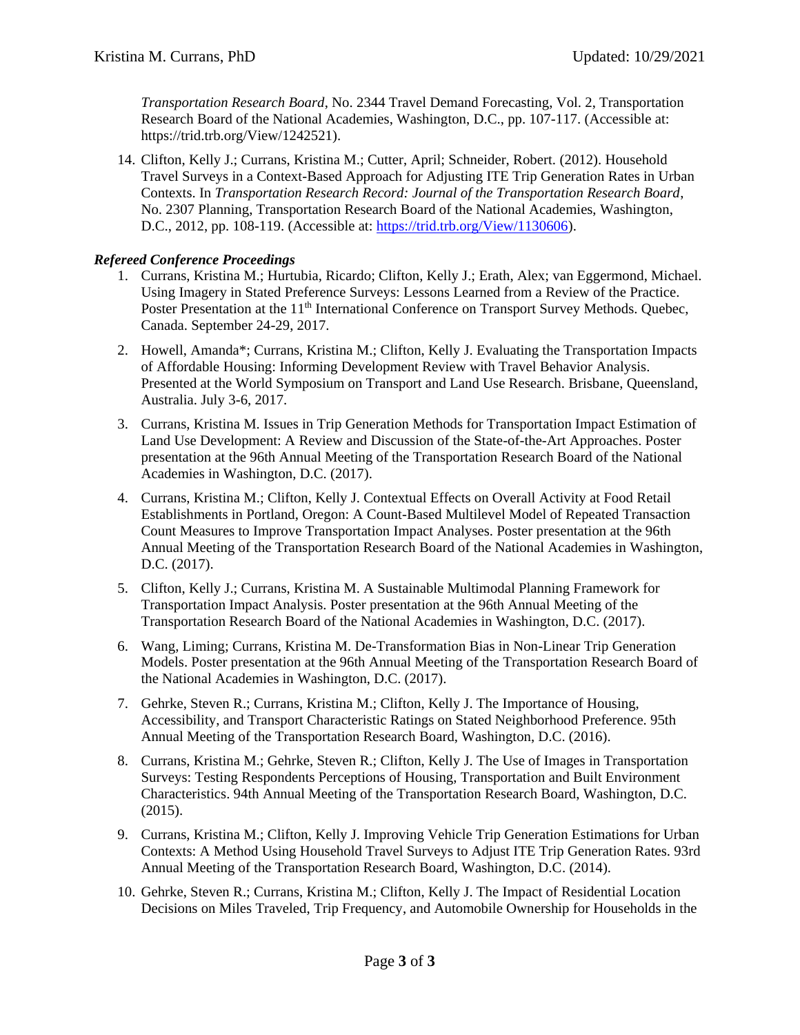*Transportation Research Board*, No. 2344 Travel Demand Forecasting, Vol. 2, Transportation Research Board of the National Academies, Washington, D.C., pp. 107-117. (Accessible at: https://trid.trb.org/View/1242521).

14. Clifton, Kelly J.; Currans, Kristina M.; Cutter, April; Schneider, Robert. (2012). Household Travel Surveys in a Context-Based Approach for Adjusting ITE Trip Generation Rates in Urban Contexts. In *Transportation Research Record: Journal of the Transportation Research Board*, No. 2307 Planning, Transportation Research Board of the National Academies, Washington, D.C., 2012, pp. 108-119. (Accessible at: https://trid.trb.org/View/1130606).

### *Refereed Conference Proceedings*

1. Currans, Kristina M.; Hurtubia, Ricardo; Clifton, Kelly J.; Erath, Alex; van Eggermond, Michael. Using Imagery in Stated Preference Surveys: Lessons Learned from a Review of the Practice. Poster Presentation at the 11th International Conference on Transport Survey Methods. Quebec, Canada. September 24-29, 2017.
2. Howell, Amanda*; Currans, Kristina M.; Clifton, Kelly J. Evaluating the Transportation Impacts of Affordable Housing: Informing Development Review with Travel Behavior Analysis. Presented at the World Symposium on Transport and Land Use Research. Brisbane, Queensland, Australia. July 3-6, 2017.
3. Currans, Kristina M. Issues in Trip Generation Methods for Transportation Impact Estimation of Land Use Development: A Review and Discussion of the State-of-the-Art Approaches. Poster presentation at the 96th Annual Meeting of the Transportation Research Board of the National Academies in Washington, D.C. (2017).
4. Currans, Kristina M.; Clifton, Kelly J. Contextual Effects on Overall Activity at Food Retail Establishments in Portland, Oregon: A Count-Based Multilevel Model of Repeated Transaction Count Measures to Improve Transportation Impact Analyses. Poster presentation at the 96th Annual Meeting of the Transportation Research Board of the National Academies in Washington, D.C. (2017).
5. Clifton, Kelly J.; Currans, Kristina M. A Sustainable Multimodal Planning Framework for Transportation Impact Analysis. Poster presentation at the 96th Annual Meeting of the Transportation Research Board of the National Academies in Washington, D.C. (2017).
6. Wang, Liming; Currans, Kristina M. De-Transformation Bias in Non-Linear Trip Generation Models. Poster presentation at the 96th Annual Meeting of the Transportation Research Board of the National Academies in Washington, D.C. (2017).
7. Gehrke, Steven R.; Currans, Kristina M.; Clifton, Kelly J. The Importance of Housing, Accessibility, and Transport Characteristic Ratings on Stated Neighborhood Preference. 95th Annual Meeting of the Transportation Research Board, Washington, D.C. (2016).
8. Currans, Kristina M.; Gehrke, Steven R.; Clifton, Kelly J. The Use of Images in Transportation Surveys: Testing Respondents Perceptions of Housing, Transportation and Built Environment Characteristics. 94th Annual Meeting of the Transportation Research Board, Washington, D.C. (2015).
9. Currans, Kristina M.; Clifton, Kelly J. Improving Vehicle Trip Generation Estimations for Urban Contexts: A Method Using Household Travel Surveys to Adjust ITE Trip Generation Rates. 93rd Annual Meeting of the Transportation Research Board, Washington, D.C. (2014).
10. Gehrke, Steven R.; Currans, Kristina M.; Clifton, Kelly J. The Impact of Residential Location Decisions on Miles Traveled, Trip Frequency, and Automobile Ownership for Households in the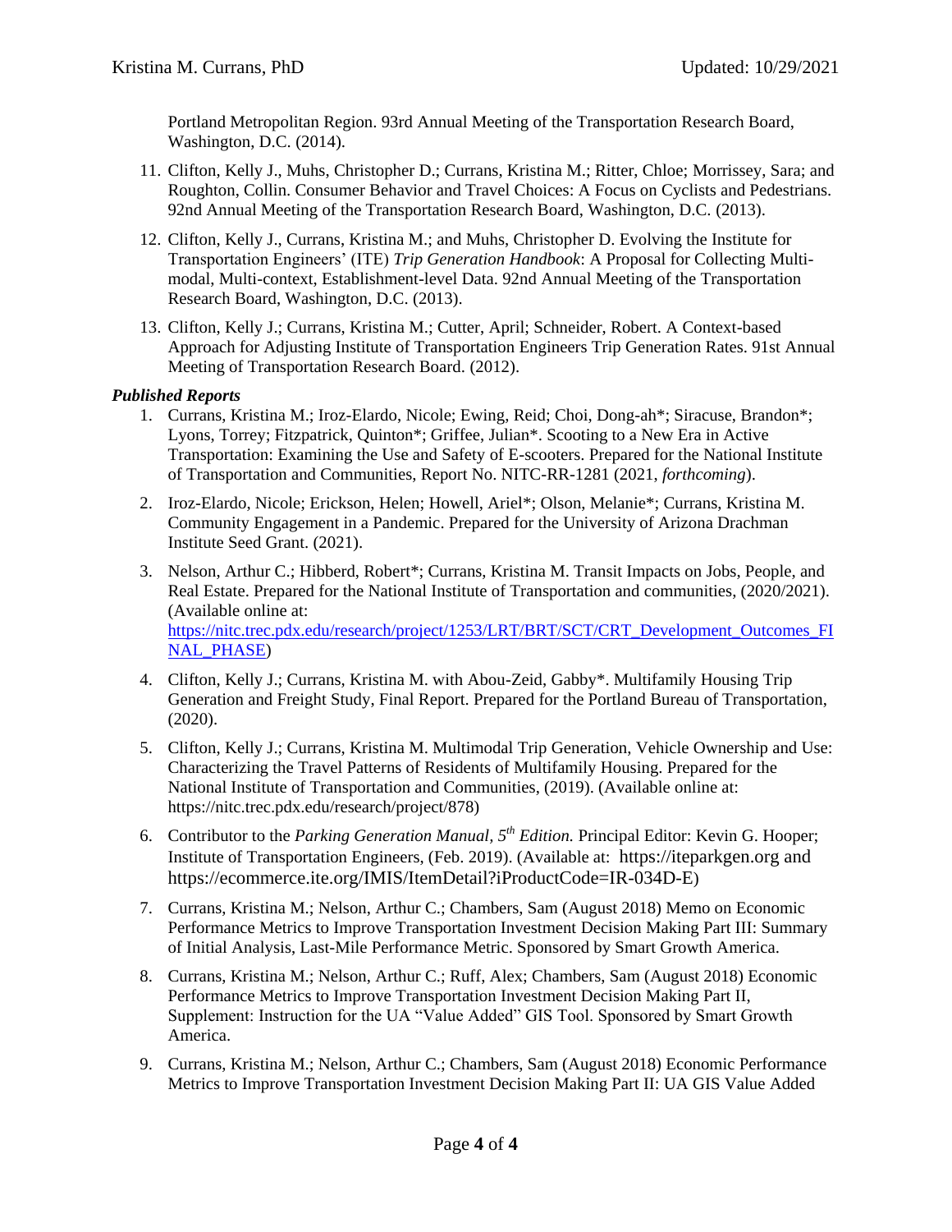Portland Metropolitan Region. 93rd Annual Meeting of the Transportation Research Board, Washington, D.C. (2014).

11. Clifton, Kelly J., Muhs, Christopher D.; Currans, Kristina M.; Ritter, Chloe; Morrissey, Sara; and Roughton, Collin. Consumer Behavior and Travel Choices: A Focus on Cyclists and Pedestrians. 92nd Annual Meeting of the Transportation Research Board, Washington, D.C. (2013).

12. Clifton, Kelly J., Currans, Kristina M.; and Muhs, Christopher D. Evolving the Institute for Transportation Engineers' (ITE) *Trip Generation Handbook*: A Proposal for Collecting Multi-modal, Multi-context, Establishment-level Data. 92nd Annual Meeting of the Transportation Research Board, Washington, D.C. (2013).

13. Clifton, Kelly J.; Currans, Kristina M.; Cutter, April; Schneider, Robert. A Context-based Approach for Adjusting Institute of Transportation Engineers Trip Generation Rates. 91st Annual Meeting of Transportation Research Board. (2012).

***Published Reports***

1. Currans, Kristina M.; Iroz-Elardo, Nicole; Ewing, Reid; Choi, Dong-ah*; Siracuse, Brandon*; Lyons, Torrey; Fitzpatrick, Quinton*; Griffee, Julian*. Scooting to a New Era in Active Transportation: Examining the Use and Safety of E-scooters. Prepared for the National Institute of Transportation and Communities, Report No. NITC-RR-1281 (2021, *forthcoming*).

2. Iroz-Elardo, Nicole; Erickson, Helen; Howell, Ariel*; Olson, Melanie*; Currans, Kristina M. Community Engagement in a Pandemic. Prepared for the University of Arizona Drachman Institute Seed Grant. (2021).

3. Nelson, Arthur C.; Hibberd, Robert*; Currans, Kristina M. Transit Impacts on Jobs, People, and Real Estate. Prepared for the National Institute of Transportation and communities, (2020/2021). (Available online at: https://nitc.trec.pdx.edu/research/project/1253/LRT/BRT/SCT/CRT_Development_Outcomes_FINAL_PHASE)

4. Clifton, Kelly J.; Currans, Kristina M. with Abou-Zeid, Gabby*. Multifamily Housing Trip Generation and Freight Study, Final Report. Prepared for the Portland Bureau of Transportation, (2020).

5. Clifton, Kelly J.; Currans, Kristina M. Multimodal Trip Generation, Vehicle Ownership and Use: Characterizing the Travel Patterns of Residents of Multifamily Housing. Prepared for the National Institute of Transportation and Communities, (2019). (Available online at: https://nitc.trec.pdx.edu/research/project/878)

6. Contributor to the *Parking Generation Manual, 5th Edition.* Principal Editor: Kevin G. Hooper; Institute of Transportation Engineers, (Feb. 2019). (Available at: https://iteparkgen.org and https://ecommerce.ite.org/IMIS/ItemDetail?iProductCode=IR-034D-E)

7. Currans, Kristina M.; Nelson, Arthur C.; Chambers, Sam (August 2018) Memo on Economic Performance Metrics to Improve Transportation Investment Decision Making Part III: Summary of Initial Analysis, Last-Mile Performance Metric. Sponsored by Smart Growth America.

8. Currans, Kristina M.; Nelson, Arthur C.; Ruff, Alex; Chambers, Sam (August 2018) Economic Performance Metrics to Improve Transportation Investment Decision Making Part II, Supplement: Instruction for the UA "Value Added" GIS Tool. Sponsored by Smart Growth America.

9. Currans, Kristina M.; Nelson, Arthur C.; Chambers, Sam (August 2018) Economic Performance Metrics to Improve Transportation Investment Decision Making Part II: UA GIS Value Added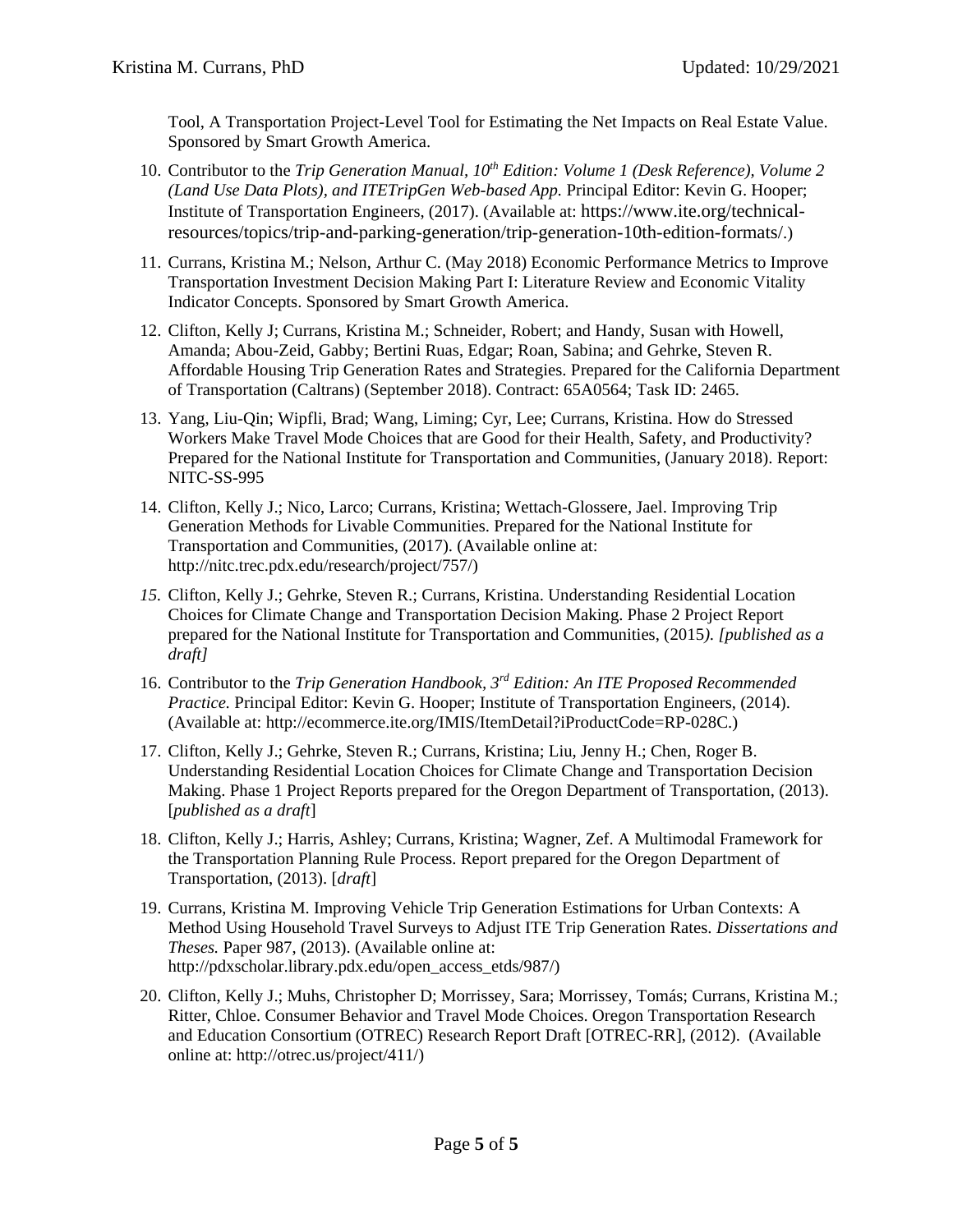Tool, A Transportation Project-Level Tool for Estimating the Net Impacts on Real Estate Value. Sponsored by Smart Growth America.

10. Contributor to the *Trip Generation Manual, 10th Edition: Volume 1 (Desk Reference), Volume 2 (Land Use Data Plots), and ITETripGen Web-based App.* Principal Editor: Kevin G. Hooper; Institute of Transportation Engineers, (2017). (Available at: https://www.ite.org/technical-resources/topics/trip-and-parking-generation/trip-generation-10th-edition-formats/.)

11. Currans, Kristina M.; Nelson, Arthur C. (May 2018) Economic Performance Metrics to Improve Transportation Investment Decision Making Part I: Literature Review and Economic Vitality Indicator Concepts. Sponsored by Smart Growth America.

12. Clifton, Kelly J; Currans, Kristina M.; Schneider, Robert; and Handy, Susan with Howell, Amanda; Abou-Zeid, Gabby; Bertini Ruas, Edgar; Roan, Sabina; and Gehrke, Steven R. Affordable Housing Trip Generation Rates and Strategies. Prepared for the California Department of Transportation (Caltrans) (September 2018). Contract: 65A0564; Task ID: 2465.

13. Yang, Liu-Qin; Wipfli, Brad; Wang, Liming; Cyr, Lee; Currans, Kristina. How do Stressed Workers Make Travel Mode Choices that are Good for their Health, Safety, and Productivity? Prepared for the National Institute for Transportation and Communities, (January 2018). Report: NITC-SS-995

14. Clifton, Kelly J.; Nico, Larco; Currans, Kristina; Wettach-Glossere, Jael. Improving Trip Generation Methods for Livable Communities. Prepared for the National Institute for Transportation and Communities, (2017). (Available online at: http://nitc.trec.pdx.edu/research/project/757/)

15. Clifton, Kelly J.; Gehrke, Steven R.; Currans, Kristina. Understanding Residential Location Choices for Climate Change and Transportation Decision Making. Phase 2 Project Report prepared for the National Institute for Transportation and Communities, (2015*). [published as a draft]*

16. Contributor to the *Trip Generation Handbook, 3rd Edition: An ITE Proposed Recommended Practice.* Principal Editor: Kevin G. Hooper; Institute of Transportation Engineers, (2014). (Available at: http://ecommerce.ite.org/IMIS/ItemDetail?iProductCode=RP-028C.)

17. Clifton, Kelly J.; Gehrke, Steven R.; Currans, Kristina; Liu, Jenny H.; Chen, Roger B. Understanding Residential Location Choices for Climate Change and Transportation Decision Making. Phase 1 Project Reports prepared for the Oregon Department of Transportation, (2013). [*published as a draft*]

18. Clifton, Kelly J.; Harris, Ashley; Currans, Kristina; Wagner, Zef. A Multimodal Framework for the Transportation Planning Rule Process. Report prepared for the Oregon Department of Transportation, (2013). [*draft*]

19. Currans, Kristina M. Improving Vehicle Trip Generation Estimations for Urban Contexts: A Method Using Household Travel Surveys to Adjust ITE Trip Generation Rates. *Dissertations and Theses.* Paper 987, (2013). (Available online at: http://pdxscholar.library.pdx.edu/open_access_etds/987/)

20. Clifton, Kelly J.; Muhs, Christopher D; Morrissey, Sara; Morrissey, Tomás; Currans, Kristina M.; Ritter, Chloe. Consumer Behavior and Travel Mode Choices. Oregon Transportation Research and Education Consortium (OTREC) Research Report Draft [OTREC-RR], (2012). (Available online at: http://otrec.us/project/411/)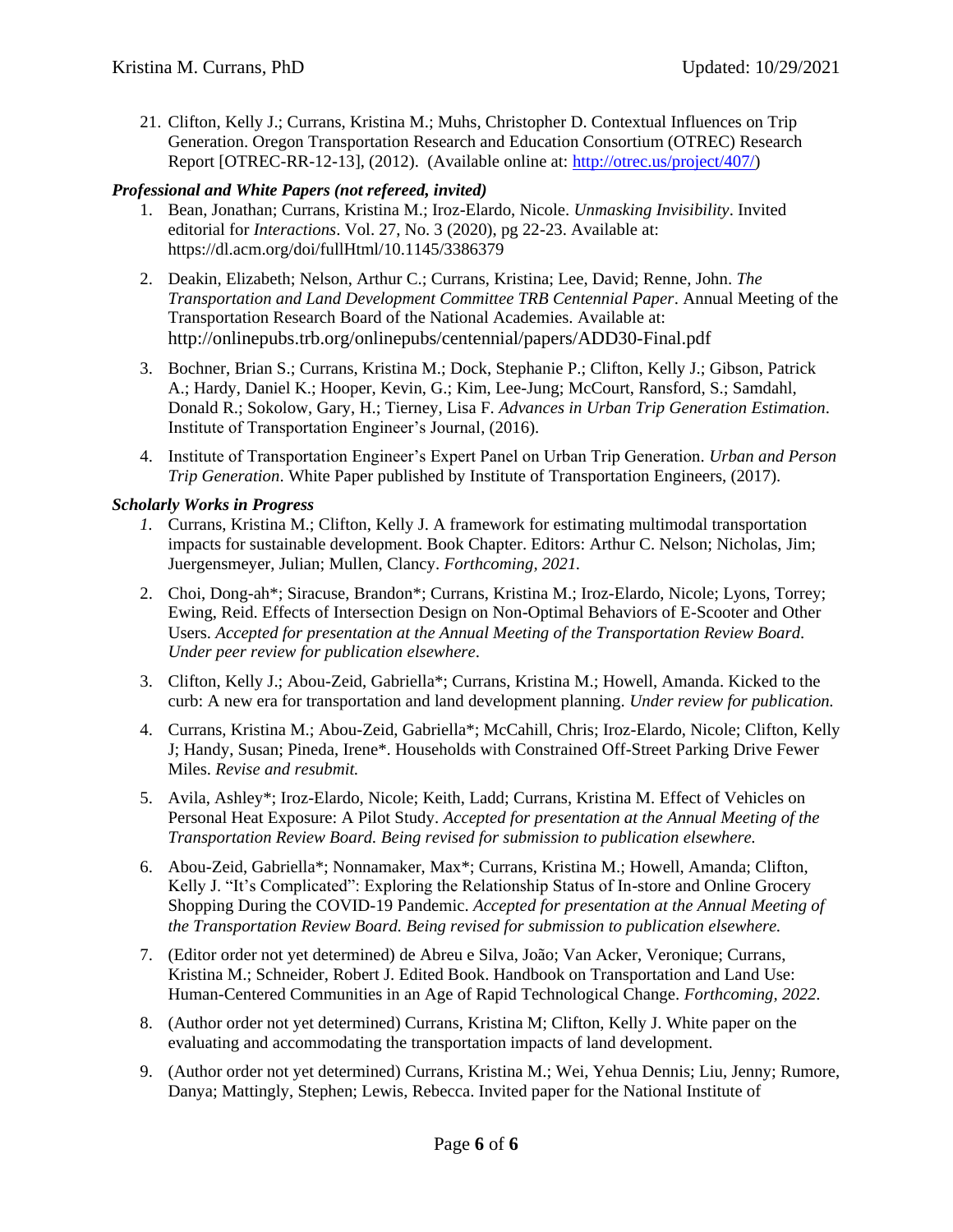21. Clifton, Kelly J.; Currans, Kristina M.; Muhs, Christopher D. Contextual Influences on Trip Generation. Oregon Transportation Research and Education Consortium (OTREC) Research Report [OTREC-RR-12-13], (2012). (Available online at: http://otrec.us/project/407/)

***Professional and White Papers (not refereed, invited)***

1. Bean, Jonathan; Currans, Kristina M.; Iroz-Elardo, Nicole. *Unmasking Invisibility*. Invited editorial for *Interactions*. Vol. 27, No. 3 (2020), pg 22-23. Available at: https://dl.acm.org/doi/fullHtml/10.1145/3386379

2. Deakin, Elizabeth; Nelson, Arthur C.; Currans, Kristina; Lee, David; Renne, John. *The Transportation and Land Development Committee TRB Centennial Paper*. Annual Meeting of the Transportation Research Board of the National Academies. Available at: http://onlinepubs.trb.org/onlinepubs/centennial/papers/ADD30-Final.pdf

3. Bochner, Brian S.; Currans, Kristina M.; Dock, Stephanie P.; Clifton, Kelly J.; Gibson, Patrick A.; Hardy, Daniel K.; Hooper, Kevin, G.; Kim, Lee-Jung; McCourt, Ransford, S.; Samdahl, Donald R.; Sokolow, Gary, H.; Tierney, Lisa F. *Advances in Urban Trip Generation Estimation*. Institute of Transportation Engineer's Journal, (2016).

4. Institute of Transportation Engineer's Expert Panel on Urban Trip Generation. *Urban and Person Trip Generation*. White Paper published by Institute of Transportation Engineers, (2017).

***Scholarly Works in Progress***

1. Currans, Kristina M.; Clifton, Kelly J. A framework for estimating multimodal transportation impacts for sustainable development. Book Chapter. Editors: Arthur C. Nelson; Nicholas, Jim; Juergensmeyer, Julian; Mullen, Clancy. *Forthcoming, 2021.*

2. Choi, Dong-ah*; Siracuse, Brandon*; Currans, Kristina M.; Iroz-Elardo, Nicole; Lyons, Torrey; Ewing, Reid. Effects of Intersection Design on Non-Optimal Behaviors of E-Scooter and Other Users. *Accepted for presentation at the Annual Meeting of the Transportation Review Board. Under peer review for publication elsewhere*.

3. Clifton, Kelly J.; Abou-Zeid, Gabriella*; Currans, Kristina M.; Howell, Amanda. Kicked to the curb: A new era for transportation and land development planning. *Under review for publication.*

4. Currans, Kristina M.; Abou-Zeid, Gabriella*; McCahill, Chris; Iroz-Elardo, Nicole; Clifton, Kelly J; Handy, Susan; Pineda, Irene*. Households with Constrained Off-Street Parking Drive Fewer Miles. *Revise and resubmit.*

5. Avila, Ashley*; Iroz-Elardo, Nicole; Keith, Ladd; Currans, Kristina M. Effect of Vehicles on Personal Heat Exposure: A Pilot Study. *Accepted for presentation at the Annual Meeting of the Transportation Review Board. Being revised for submission to publication elsewhere.*

6. Abou-Zeid, Gabriella*; Nonnamaker, Max*; Currans, Kristina M.; Howell, Amanda; Clifton, Kelly J. "It's Complicated": Exploring the Relationship Status of In-store and Online Grocery Shopping During the COVID-19 Pandemic. *Accepted for presentation at the Annual Meeting of the Transportation Review Board. Being revised for submission to publication elsewhere.*

7. (Editor order not yet determined) de Abreu e Silva, João; Van Acker, Veronique; Currans, Kristina M.; Schneider, Robert J. Edited Book. Handbook on Transportation and Land Use: Human-Centered Communities in an Age of Rapid Technological Change. *Forthcoming, 2022.*

8. (Author order not yet determined) Currans, Kristina M; Clifton, Kelly J. White paper on the evaluating and accommodating the transportation impacts of land development.

9. (Author order not yet determined) Currans, Kristina M.; Wei, Yehua Dennis; Liu, Jenny; Rumore, Danya; Mattingly, Stephen; Lewis, Rebecca. Invited paper for the National Institute of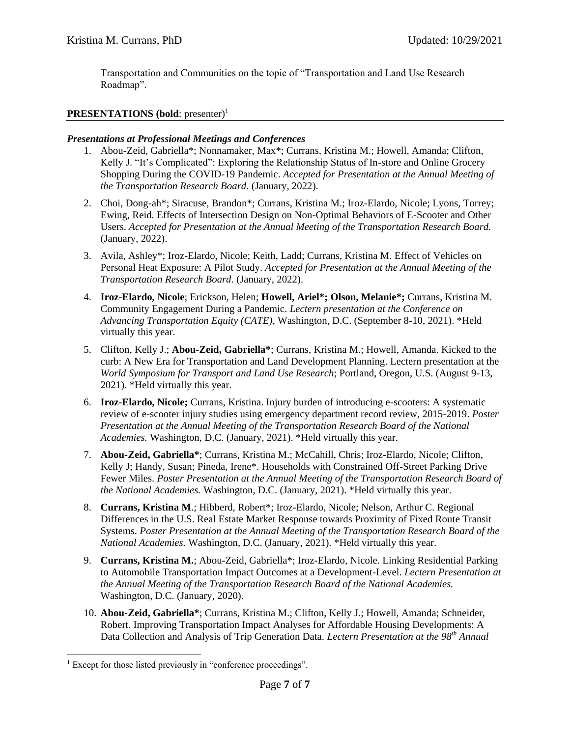Transportation and Communities on the topic of "Transportation and Land Use Research Roadmap".

## PRESENTATIONS (bold: presenter)[1]

### *Presentations at Professional Meetings and Conferences*

1. Abou-Zeid, Gabriella*; Nonnamaker, Max*; Currans, Kristina M.; Howell, Amanda; Clifton, Kelly J. "It's Complicated": Exploring the Relationship Status of In-store and Online Grocery Shopping During the COVID-19 Pandemic. *Accepted for Presentation at the Annual Meeting of the Transportation Research Board.* (January, 2022).
2. Choi, Dong-ah*; Siracuse, Brandon*; Currans, Kristina M.; Iroz-Elardo, Nicole; Lyons, Torrey; Ewing, Reid. Effects of Intersection Design on Non-Optimal Behaviors of E-Scooter and Other Users. *Accepted for Presentation at the Annual Meeting of the Transportation Research Board.* (January, 2022).
3. Avila, Ashley*; Iroz-Elardo, Nicole; Keith, Ladd; Currans, Kristina M. Effect of Vehicles on Personal Heat Exposure: A Pilot Study. *Accepted for Presentation at the Annual Meeting of the Transportation Research Board.* (January, 2022).
4. **Iroz-Elardo, Nicole**; Erickson, Helen; **Howell, Ariel*; Olson, Melanie*;** Currans, Kristina M. Community Engagement During a Pandemic. *Lectern presentation at the Conference on Advancing Transportation Equity (CATE)*, Washington, D.C. (September 8-10, 2021). *Held virtually this year.
5. Clifton, Kelly J.; **Abou-Zeid, Gabriella***; Currans, Kristina M.; Howell, Amanda. Kicked to the curb: A New Era for Transportation and Land Development Planning. Lectern presentation at the *World Symposium for Transport and Land Use Research*; Portland, Oregon, U.S. (August 9-13, 2021). *Held virtually this year.
6. **Iroz-Elardo, Nicole;** Currans, Kristina. Injury burden of introducing e-scooters: A systematic review of e-scooter injury studies using emergency department record review, 2015-2019. *Poster Presentation at the Annual Meeting of the Transportation Research Board of the National Academies.* Washington, D.C. (January, 2021). *Held virtually this year.
7. **Abou-Zeid, Gabriella***; Currans, Kristina M.; McCahill, Chris; Iroz-Elardo, Nicole; Clifton, Kelly J; Handy, Susan; Pineda, Irene*. Households with Constrained Off-Street Parking Drive Fewer Miles. *Poster Presentation at the Annual Meeting of the Transportation Research Board of the National Academies.* Washington, D.C. (January, 2021). *Held virtually this year.
8. **Currans, Kristina M**.; Hibberd, Robert*; Iroz-Elardo, Nicole; Nelson, Arthur C. Regional Differences in the U.S. Real Estate Market Response towards Proximity of Fixed Route Transit Systems. *Poster Presentation at the Annual Meeting of the Transportation Research Board of the National Academies.* Washington, D.C. (January, 2021). *Held virtually this year.
9. **Currans, Kristina M.**; Abou-Zeid, Gabriella*; Iroz-Elardo, Nicole. Linking Residential Parking to Automobile Transportation Impact Outcomes at a Development-Level. *Lectern Presentation at the Annual Meeting of the Transportation Research Board of the National Academies.* Washington, D.C. (January, 2020).
10. **Abou-Zeid, Gabriella***; Currans, Kristina M.; Clifton, Kelly J.; Howell, Amanda; Schneider, Robert. Improving Transportation Impact Analyses for Affordable Housing Developments: A Data Collection and Analysis of Trip Generation Data. *Lectern Presentation at the 98th Annual*

[1] Except for those listed previously in "conference proceedings".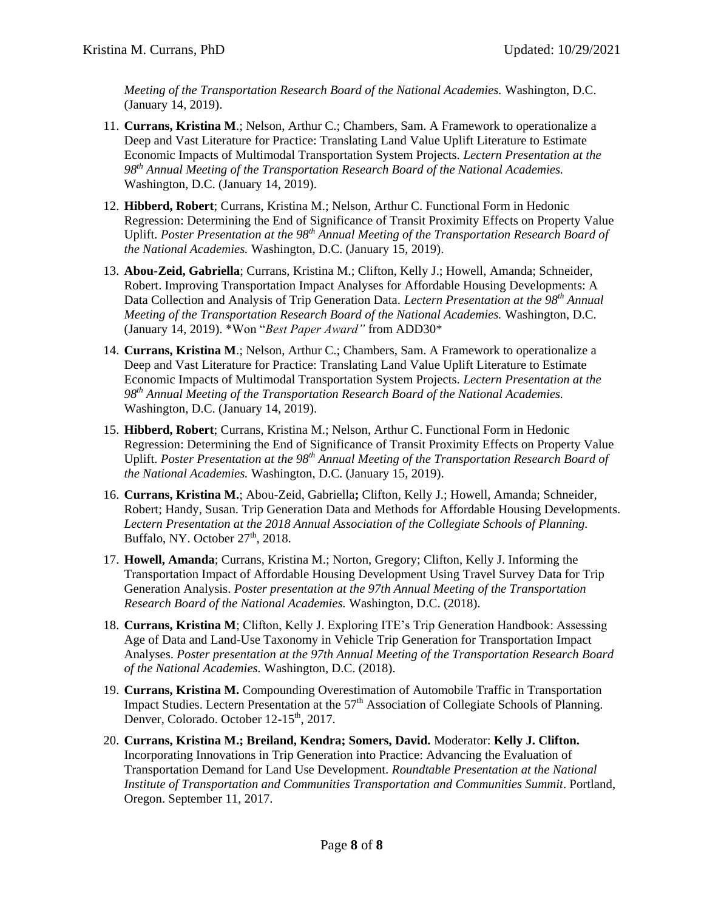*Meeting of the Transportation Research Board of the National Academies.* Washington, D.C. (January 14, 2019).

11. **Currans, Kristina M**.; Nelson, Arthur C.; Chambers, Sam. A Framework to operationalize a Deep and Vast Literature for Practice: Translating Land Value Uplift Literature to Estimate Economic Impacts of Multimodal Transportation System Projects. *Lectern Presentation at the 98th Annual Meeting of the Transportation Research Board of the National Academies.* Washington, D.C. (January 14, 2019).

12. **Hibberd, Robert**; Currans, Kristina M.; Nelson, Arthur C. Functional Form in Hedonic Regression: Determining the End of Significance of Transit Proximity Effects on Property Value Uplift. *Poster Presentation at the 98th Annual Meeting of the Transportation Research Board of the National Academies.* Washington, D.C. (January 15, 2019).

13. **Abou-Zeid, Gabriella**; Currans, Kristina M.; Clifton, Kelly J.; Howell, Amanda; Schneider, Robert. Improving Transportation Impact Analyses for Affordable Housing Developments: A Data Collection and Analysis of Trip Generation Data. *Lectern Presentation at the 98th Annual Meeting of the Transportation Research Board of the National Academies.* Washington, D.C. (January 14, 2019). *Won "*Best Paper Award"* from ADD30*

14. **Currans, Kristina M**.; Nelson, Arthur C.; Chambers, Sam. A Framework to operationalize a Deep and Vast Literature for Practice: Translating Land Value Uplift Literature to Estimate Economic Impacts of Multimodal Transportation System Projects. *Lectern Presentation at the 98th Annual Meeting of the Transportation Research Board of the National Academies.* Washington, D.C. (January 14, 2019).

15. **Hibberd, Robert**; Currans, Kristina M.; Nelson, Arthur C. Functional Form in Hedonic Regression: Determining the End of Significance of Transit Proximity Effects on Property Value Uplift. *Poster Presentation at the 98th Annual Meeting of the Transportation Research Board of the National Academies.* Washington, D.C. (January 15, 2019).

16. **Currans, Kristina M.**; Abou-Zeid, Gabriella**;** Clifton, Kelly J.; Howell, Amanda; Schneider, Robert; Handy, Susan. Trip Generation Data and Methods for Affordable Housing Developments. *Lectern Presentation at the 2018 Annual Association of the Collegiate Schools of Planning.* Buffalo, NY. October 27th, 2018.

17. **Howell, Amanda**; Currans, Kristina M.; Norton, Gregory; Clifton, Kelly J. Informing the Transportation Impact of Affordable Housing Development Using Travel Survey Data for Trip Generation Analysis. *Poster presentation at the 97th Annual Meeting of the Transportation Research Board of the National Academies.* Washington, D.C. (2018).

18. **Currans, Kristina M**; Clifton, Kelly J. Exploring ITE's Trip Generation Handbook: Assessing Age of Data and Land-Use Taxonomy in Vehicle Trip Generation for Transportation Impact Analyses. *Poster presentation at the 97th Annual Meeting of the Transportation Research Board of the National Academies.* Washington, D.C. (2018).

19. **Currans, Kristina M.** Compounding Overestimation of Automobile Traffic in Transportation Impact Studies. Lectern Presentation at the 57th Association of Collegiate Schools of Planning. Denver, Colorado. October 12-15th, 2017.

20. **Currans, Kristina M.; Breiland, Kendra; Somers, David.** Moderator: **Kelly J. Clifton.** Incorporating Innovations in Trip Generation into Practice: Advancing the Evaluation of Transportation Demand for Land Use Development. *Roundtable Presentation at the National Institute of Transportation and Communities Transportation and Communities Summit*. Portland, Oregon. September 11, 2017.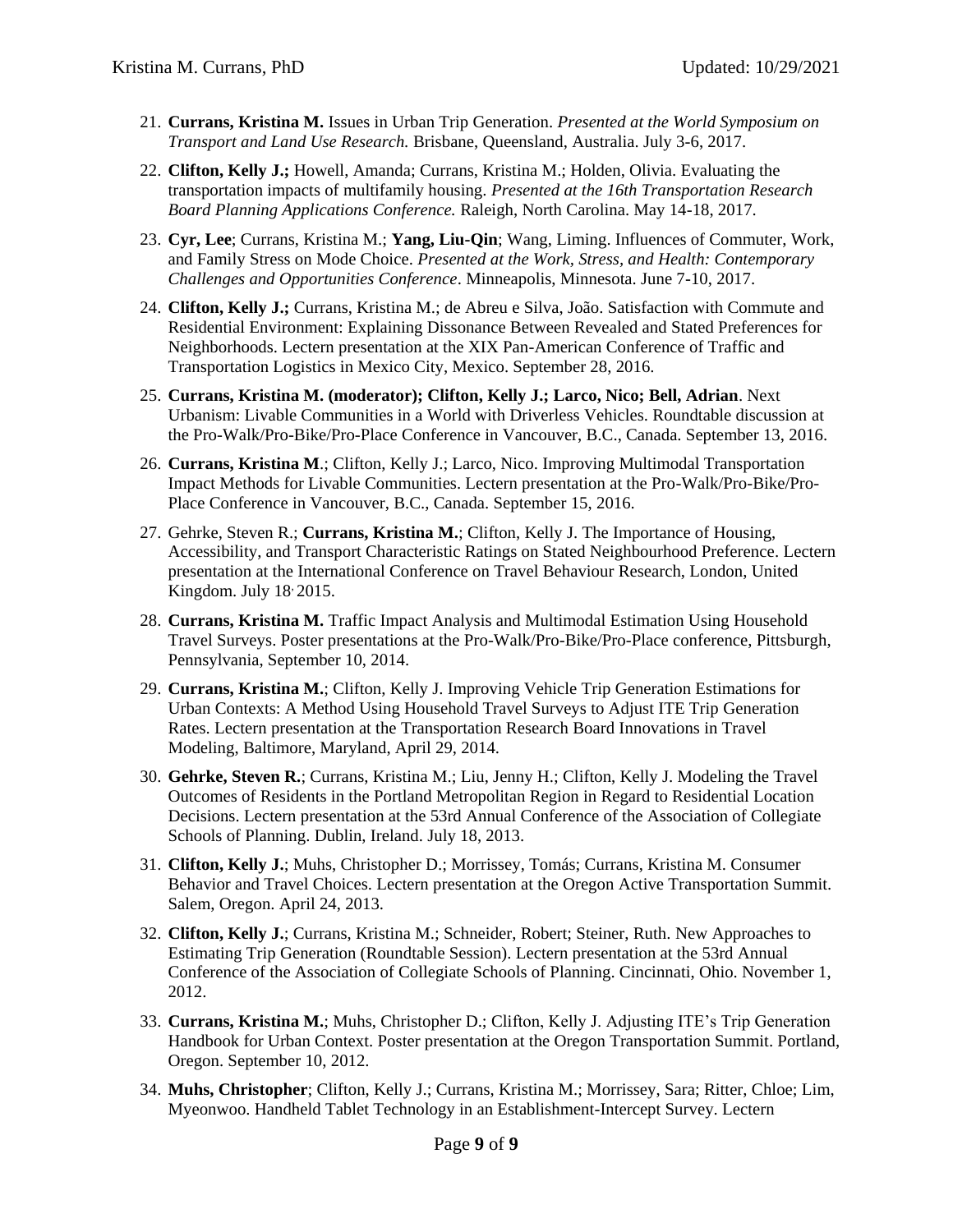21. **Currans, Kristina M.** Issues in Urban Trip Generation. *Presented at the World Symposium on Transport and Land Use Research.* Brisbane, Queensland, Australia. July 3-6, 2017.

22. **Clifton, Kelly J.;** Howell, Amanda; Currans, Kristina M.; Holden, Olivia. Evaluating the transportation impacts of multifamily housing. *Presented at the 16th Transportation Research Board Planning Applications Conference.* Raleigh, North Carolina. May 14-18, 2017.

23. **Cyr, Lee**; Currans, Kristina M.; **Yang, Liu-Qin**; Wang, Liming. Influences of Commuter, Work, and Family Stress on Mode Choice. *Presented at the Work, Stress, and Health: Contemporary Challenges and Opportunities Conference*. Minneapolis, Minnesota. June 7-10, 2017.

24. **Clifton, Kelly J.;** Currans, Kristina M.; de Abreu e Silva, João. Satisfaction with Commute and Residential Environment: Explaining Dissonance Between Revealed and Stated Preferences for Neighborhoods. Lectern presentation at the XIX Pan-American Conference of Traffic and Transportation Logistics in Mexico City, Mexico. September 28, 2016.

25. **Currans, Kristina M. (moderator); Clifton, Kelly J.; Larco, Nico; Bell, Adrian**. Next Urbanism: Livable Communities in a World with Driverless Vehicles. Roundtable discussion at the Pro-Walk/Pro-Bike/Pro-Place Conference in Vancouver, B.C., Canada. September 13, 2016.

26. **Currans, Kristina M**.; Clifton, Kelly J.; Larco, Nico. Improving Multimodal Transportation Impact Methods for Livable Communities. Lectern presentation at the Pro-Walk/Pro-Bike/Pro-Place Conference in Vancouver, B.C., Canada. September 15, 2016.

27. Gehrke, Steven R.; **Currans, Kristina M.**; Clifton, Kelly J. The Importance of Housing, Accessibility, and Transport Characteristic Ratings on Stated Neighbourhood Preference. Lectern presentation at the International Conference on Travel Behaviour Research, London, United Kingdom. July 18, 2015.

28. **Currans, Kristina M.** Traffic Impact Analysis and Multimodal Estimation Using Household Travel Surveys. Poster presentations at the Pro-Walk/Pro-Bike/Pro-Place conference, Pittsburgh, Pennsylvania, September 10, 2014.

29. **Currans, Kristina M.**; Clifton, Kelly J. Improving Vehicle Trip Generation Estimations for Urban Contexts: A Method Using Household Travel Surveys to Adjust ITE Trip Generation Rates. Lectern presentation at the Transportation Research Board Innovations in Travel Modeling, Baltimore, Maryland, April 29, 2014.

30. **Gehrke, Steven R.**; Currans, Kristina M.; Liu, Jenny H.; Clifton, Kelly J. Modeling the Travel Outcomes of Residents in the Portland Metropolitan Region in Regard to Residential Location Decisions. Lectern presentation at the 53rd Annual Conference of the Association of Collegiate Schools of Planning. Dublin, Ireland. July 18, 2013.

31. **Clifton, Kelly J.**; Muhs, Christopher D.; Morrissey, Tomás; Currans, Kristina M. Consumer Behavior and Travel Choices. Lectern presentation at the Oregon Active Transportation Summit. Salem, Oregon. April 24, 2013.

32. **Clifton, Kelly J.**; Currans, Kristina M.; Schneider, Robert; Steiner, Ruth. New Approaches to Estimating Trip Generation (Roundtable Session). Lectern presentation at the 53rd Annual Conference of the Association of Collegiate Schools of Planning. Cincinnati, Ohio. November 1, 2012.

33. **Currans, Kristina M.**; Muhs, Christopher D.; Clifton, Kelly J. Adjusting ITE's Trip Generation Handbook for Urban Context. Poster presentation at the Oregon Transportation Summit. Portland, Oregon. September 10, 2012.

34. **Muhs, Christopher**; Clifton, Kelly J.; Currans, Kristina M.; Morrissey, Sara; Ritter, Chloe; Lim, Myeonwoo. Handheld Tablet Technology in an Establishment-Intercept Survey. Lectern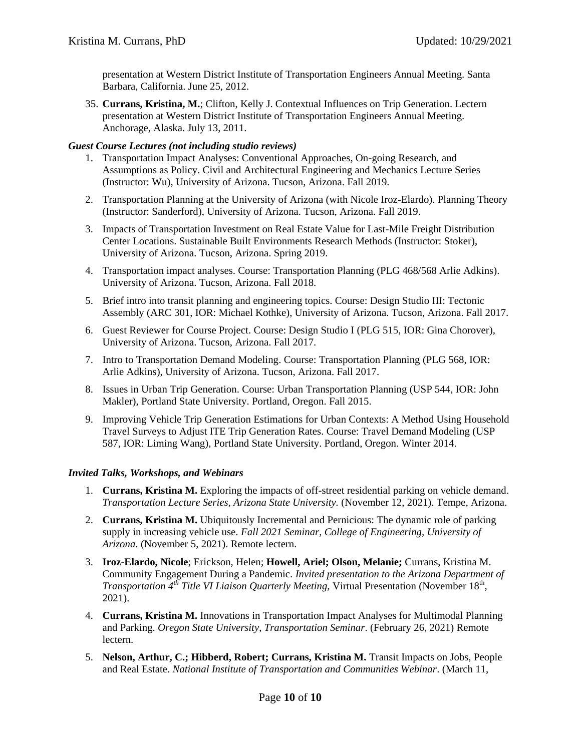presentation at Western District Institute of Transportation Engineers Annual Meeting. Santa Barbara, California. June 25, 2012.

35. **Currans, Kristina, M.**; Clifton, Kelly J. Contextual Influences on Trip Generation. Lectern presentation at Western District Institute of Transportation Engineers Annual Meeting. Anchorage, Alaska. July 13, 2011.

***Guest Course Lectures (not including studio reviews)***

1. Transportation Impact Analyses: Conventional Approaches, On-going Research, and Assumptions as Policy. Civil and Architectural Engineering and Mechanics Lecture Series (Instructor: Wu), University of Arizona. Tucson, Arizona. Fall 2019.
2. Transportation Planning at the University of Arizona (with Nicole Iroz-Elardo). Planning Theory (Instructor: Sanderford), University of Arizona. Tucson, Arizona. Fall 2019.
3. Impacts of Transportation Investment on Real Estate Value for Last-Mile Freight Distribution Center Locations. Sustainable Built Environments Research Methods (Instructor: Stoker), University of Arizona. Tucson, Arizona. Spring 2019.
4. Transportation impact analyses. Course: Transportation Planning (PLG 468/568 Arlie Adkins). University of Arizona. Tucson, Arizona. Fall 2018.
5. Brief intro into transit planning and engineering topics. Course: Design Studio III: Tectonic Assembly (ARC 301, IOR: Michael Kothke), University of Arizona. Tucson, Arizona. Fall 2017.
6. Guest Reviewer for Course Project. Course: Design Studio I (PLG 515, IOR: Gina Chorover), University of Arizona. Tucson, Arizona. Fall 2017.
7. Intro to Transportation Demand Modeling. Course: Transportation Planning (PLG 568, IOR: Arlie Adkins), University of Arizona. Tucson, Arizona. Fall 2017.
8. Issues in Urban Trip Generation. Course: Urban Transportation Planning (USP 544, IOR: John Makler), Portland State University. Portland, Oregon. Fall 2015.
9. Improving Vehicle Trip Generation Estimations for Urban Contexts: A Method Using Household Travel Surveys to Adjust ITE Trip Generation Rates. Course: Travel Demand Modeling (USP 587, IOR: Liming Wang), Portland State University. Portland, Oregon. Winter 2014.

***Invited Talks, Workshops, and Webinars***

1. **Currans, Kristina M.** Exploring the impacts of off-street residential parking on vehicle demand. *Transportation Lecture Series, Arizona State University.* (November 12, 2021). Tempe, Arizona.
2. **Currans, Kristina M.** Ubiquitously Incremental and Pernicious: The dynamic role of parking supply in increasing vehicle use. *Fall 2021 Seminar, College of Engineering, University of Arizona.* (November 5, 2021). Remote lectern.
3. **Iroz-Elardo, Nicole**; Erickson, Helen; **Howell, Ariel; Olson, Melanie;** Currans, Kristina M. Community Engagement During a Pandemic. *Invited presentation to the Arizona Department of Transportation 4th Title VI Liaison Quarterly Meeting*, Virtual Presentation (November 18th, 2021).
4. **Currans, Kristina M.** Innovations in Transportation Impact Analyses for Multimodal Planning and Parking. *Oregon State University, Transportation Seminar*. (February 26, 2021) Remote lectern.
5. **Nelson, Arthur, C.; Hibberd, Robert; Currans, Kristina M.** Transit Impacts on Jobs, People and Real Estate. *National Institute of Transportation and Communities Webinar*. (March 11,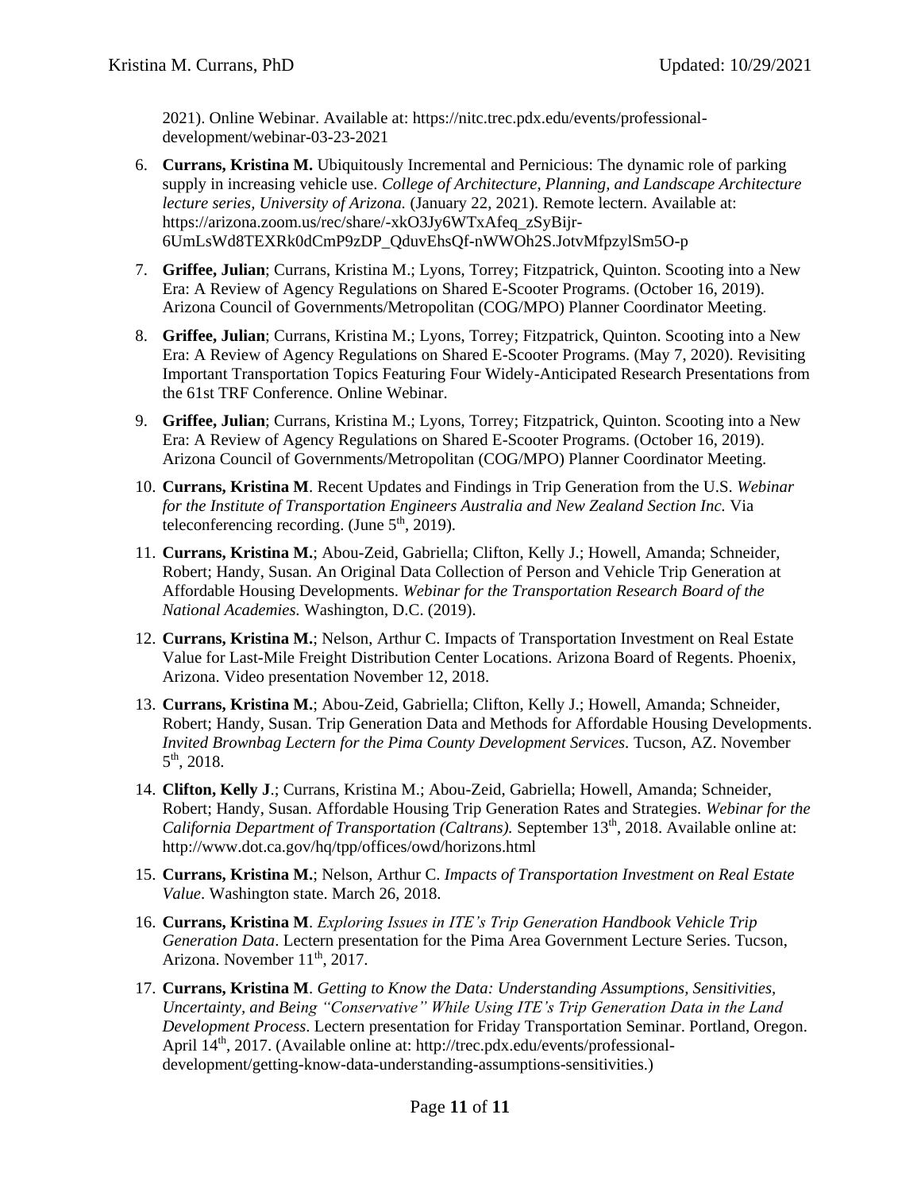2021). Online Webinar. Available at: https://nitc.trec.pdx.edu/events/professional-development/webinar-03-23-2021

6. **Currans, Kristina M.** Ubiquitously Incremental and Pernicious: The dynamic role of parking supply in increasing vehicle use. *College of Architecture, Planning, and Landscape Architecture lecture series, University of Arizona.* (January 22, 2021). Remote lectern. Available at: https://arizona.zoom.us/rec/share/-xkO3Jy6WTxAfeq_zSyBijr-6UmLsWd8TEXRk0dCmP9zDP_QduvEhsQf-nWWOh2S.JotvMfpzylSm5O-p
7. **Griffee, Julian**; Currans, Kristina M.; Lyons, Torrey; Fitzpatrick, Quinton. Scooting into a New Era: A Review of Agency Regulations on Shared E-Scooter Programs. (October 16, 2019). Arizona Council of Governments/Metropolitan (COG/MPO) Planner Coordinator Meeting.
8. **Griffee, Julian**; Currans, Kristina M.; Lyons, Torrey; Fitzpatrick, Quinton. Scooting into a New Era: A Review of Agency Regulations on Shared E-Scooter Programs. (May 7, 2020). Revisiting Important Transportation Topics Featuring Four Widely-Anticipated Research Presentations from the 61st TRF Conference. Online Webinar.
9. **Griffee, Julian**; Currans, Kristina M.; Lyons, Torrey; Fitzpatrick, Quinton. Scooting into a New Era: A Review of Agency Regulations on Shared E-Scooter Programs. (October 16, 2019). Arizona Council of Governments/Metropolitan (COG/MPO) Planner Coordinator Meeting.
10. **Currans, Kristina M**. Recent Updates and Findings in Trip Generation from the U.S. *Webinar for the Institute of Transportation Engineers Australia and New Zealand Section Inc.* Via teleconferencing recording. (June 5th, 2019).
11. **Currans, Kristina M.**; Abou-Zeid, Gabriella; Clifton, Kelly J.; Howell, Amanda; Schneider, Robert; Handy, Susan. An Original Data Collection of Person and Vehicle Trip Generation at Affordable Housing Developments. *Webinar for the Transportation Research Board of the National Academies.* Washington, D.C. (2019).
12. **Currans, Kristina M.**; Nelson, Arthur C. Impacts of Transportation Investment on Real Estate Value for Last-Mile Freight Distribution Center Locations. Arizona Board of Regents. Phoenix, Arizona. Video presentation November 12, 2018.
13. **Currans, Kristina M.**; Abou-Zeid, Gabriella; Clifton, Kelly J.; Howell, Amanda; Schneider, Robert; Handy, Susan. Trip Generation Data and Methods for Affordable Housing Developments. *Invited Brownbag Lectern for the Pima County Development Services.* Tucson, AZ. November 5th, 2018.
14. **Clifton, Kelly J**.; Currans, Kristina M.; Abou-Zeid, Gabriella; Howell, Amanda; Schneider, Robert; Handy, Susan. Affordable Housing Trip Generation Rates and Strategies. *Webinar for the California Department of Transportation (Caltrans).* September 13th, 2018. Available online at: http://www.dot.ca.gov/hq/tpp/offices/owd/horizons.html
15. **Currans, Kristina M.**; Nelson, Arthur C. *Impacts of Transportation Investment on Real Estate Value*. Washington state. March 26, 2018.
16. **Currans, Kristina M**. *Exploring Issues in ITE's Trip Generation Handbook Vehicle Trip Generation Data*. Lectern presentation for the Pima Area Government Lecture Series. Tucson, Arizona. November 11th, 2017.
17. **Currans, Kristina M**. *Getting to Know the Data: Understanding Assumptions, Sensitivities, Uncertainty, and Being "Conservative" While Using ITE's Trip Generation Data in the Land Development Process*. Lectern presentation for Friday Transportation Seminar. Portland, Oregon. April 14th, 2017. (Available online at: http://trec.pdx.edu/events/professional-development/getting-know-data-understanding-assumptions-sensitivities.)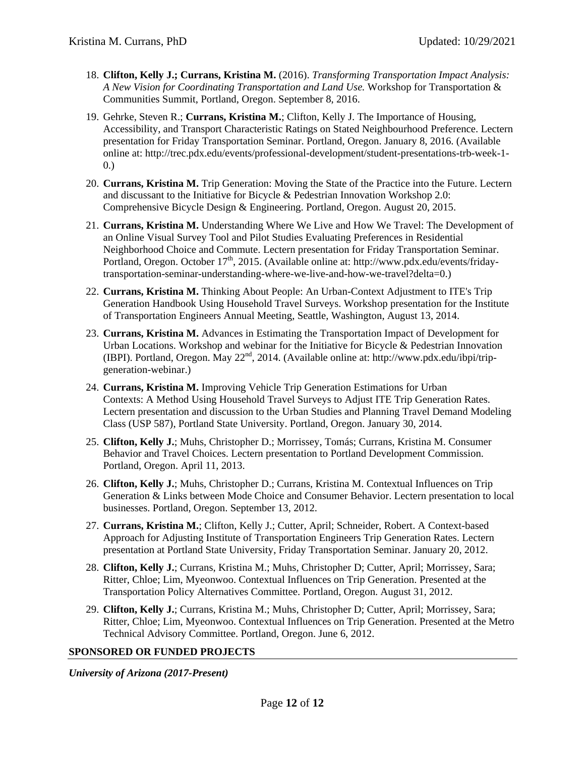18. **Clifton, Kelly J.; Currans, Kristina M.** (2016). *Transforming Transportation Impact Analysis: A New Vision for Coordinating Transportation and Land Use.* Workshop for Transportation & Communities Summit, Portland, Oregon. September 8, 2016.

19. Gehrke, Steven R.; **Currans, Kristina M.**; Clifton, Kelly J. The Importance of Housing, Accessibility, and Transport Characteristic Ratings on Stated Neighbourhood Preference. Lectern presentation for Friday Transportation Seminar. Portland, Oregon. January 8, 2016. (Available online at: http://trec.pdx.edu/events/professional-development/student-presentations-trb-week-1-0.)

20. **Currans, Kristina M.** Trip Generation: Moving the State of the Practice into the Future. Lectern and discussant to the Initiative for Bicycle & Pedestrian Innovation Workshop 2.0: Comprehensive Bicycle Design & Engineering. Portland, Oregon. August 20, 2015.

21. **Currans, Kristina M.** Understanding Where We Live and How We Travel: The Development of an Online Visual Survey Tool and Pilot Studies Evaluating Preferences in Residential Neighborhood Choice and Commute. Lectern presentation for Friday Transportation Seminar. Portland, Oregon. October 17th, 2015. (Available online at: http://www.pdx.edu/events/friday-transportation-seminar-understanding-where-we-live-and-how-we-travel?delta=0.)

22. **Currans, Kristina M.** Thinking About People: An Urban-Context Adjustment to ITE's Trip Generation Handbook Using Household Travel Surveys. Workshop presentation for the Institute of Transportation Engineers Annual Meeting, Seattle, Washington, August 13, 2014.

23. **Currans, Kristina M.** Advances in Estimating the Transportation Impact of Development for Urban Locations. Workshop and webinar for the Initiative for Bicycle & Pedestrian Innovation (IBPI). Portland, Oregon. May 22nd, 2014. (Available online at: http://www.pdx.edu/ibpi/trip-generation-webinar.)

24. **Currans, Kristina M.** Improving Vehicle Trip Generation Estimations for Urban Contexts: A Method Using Household Travel Surveys to Adjust ITE Trip Generation Rates. Lectern presentation and discussion to the Urban Studies and Planning Travel Demand Modeling Class (USP 587), Portland State University. Portland, Oregon. January 30, 2014.

25. **Clifton, Kelly J.**; Muhs, Christopher D.; Morrissey, Tomás; Currans, Kristina M. Consumer Behavior and Travel Choices. Lectern presentation to Portland Development Commission. Portland, Oregon. April 11, 2013.

26. **Clifton, Kelly J.**; Muhs, Christopher D.; Currans, Kristina M. Contextual Influences on Trip Generation & Links between Mode Choice and Consumer Behavior. Lectern presentation to local businesses. Portland, Oregon. September 13, 2012.

27. **Currans, Kristina M.**; Clifton, Kelly J.; Cutter, April; Schneider, Robert. A Context-based Approach for Adjusting Institute of Transportation Engineers Trip Generation Rates. Lectern presentation at Portland State University, Friday Transportation Seminar. January 20, 2012.

28. **Clifton, Kelly J.**; Currans, Kristina M.; Muhs, Christopher D; Cutter, April; Morrissey, Sara; Ritter, Chloe; Lim, Myeonwoo. Contextual Influences on Trip Generation. Presented at the Transportation Policy Alternatives Committee. Portland, Oregon. August 31, 2012.

29. **Clifton, Kelly J.**; Currans, Kristina M.; Muhs, Christopher D; Cutter, April; Morrissey, Sara; Ritter, Chloe; Lim, Myeonwoo. Contextual Influences on Trip Generation. Presented at the Metro Technical Advisory Committee. Portland, Oregon. June 6, 2012.

## SPONSORED OR FUNDED PROJECTS

***University of Arizona (2017-Present)***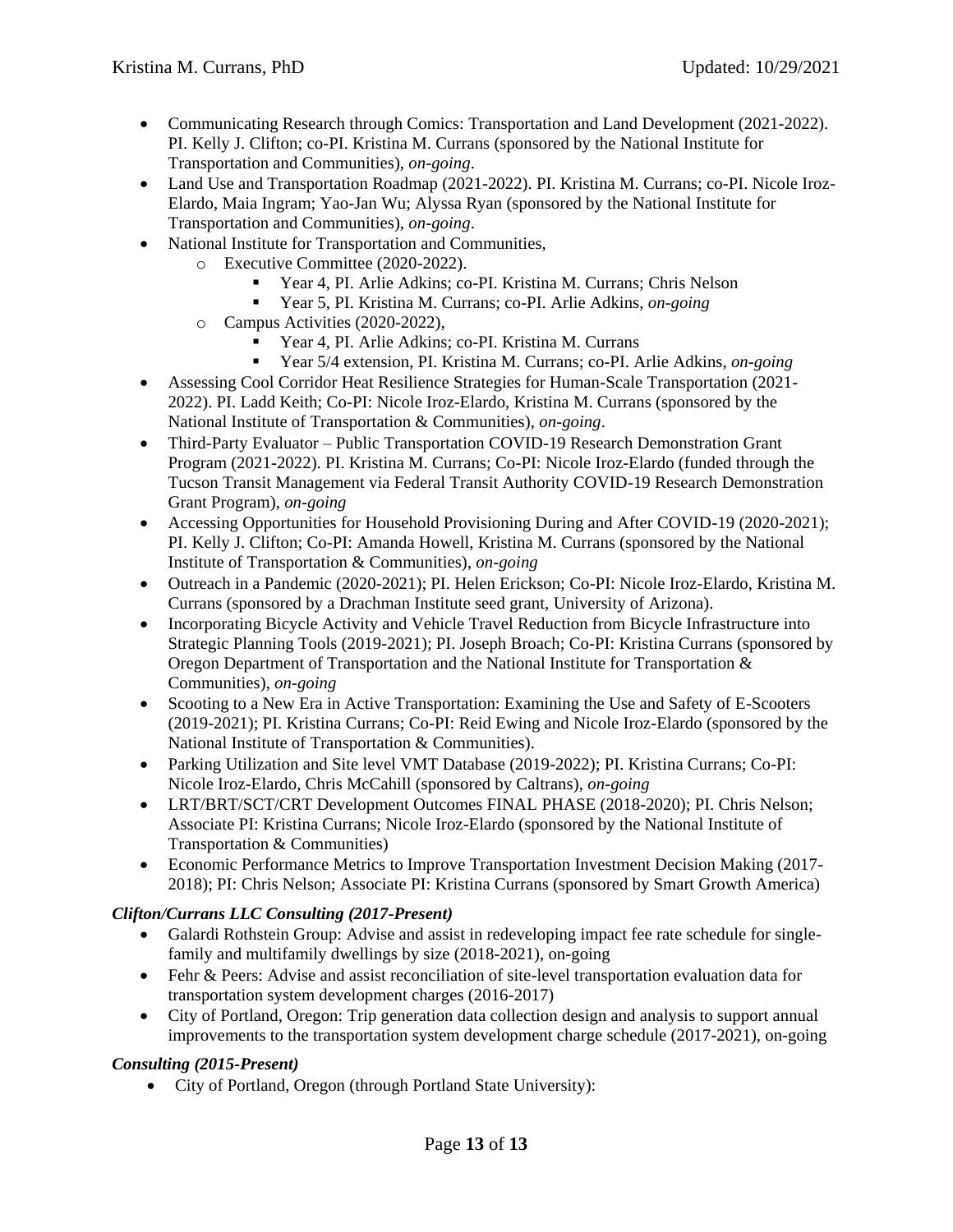- Communicating Research through Comics: Transportation and Land Development (2021-2022). PI. Kelly J. Clifton; co-PI. Kristina M. Currans (sponsored by the National Institute for Transportation and Communities), *on-going*.
- Land Use and Transportation Roadmap (2021-2022). PI. Kristina M. Currans; co-PI. Nicole Iroz-Elardo, Maia Ingram; Yao-Jan Wu; Alyssa Ryan (sponsored by the National Institute for Transportation and Communities), *on-going*.
- National Institute for Transportation and Communities,
    - Executive Committee (2020-2022).
        - Year 4, PI. Arlie Adkins; co-PI. Kristina M. Currans; Chris Nelson
        - Year 5, PI. Kristina M. Currans; co-PI. Arlie Adkins, *on-going*
    - Campus Activities (2020-2022),
        - Year 4, PI. Arlie Adkins; co-PI. Kristina M. Currans
        - Year 5/4 extension, PI. Kristina M. Currans; co-PI. Arlie Adkins, *on-going*
- Assessing Cool Corridor Heat Resilience Strategies for Human-Scale Transportation (2021-2022). PI. Ladd Keith; Co-PI: Nicole Iroz-Elardo, Kristina M. Currans (sponsored by the National Institute of Transportation & Communities), *on-going*.
- Third-Party Evaluator – Public Transportation COVID-19 Research Demonstration Grant Program (2021-2022). PI. Kristina M. Currans; Co-PI: Nicole Iroz-Elardo (funded through the Tucson Transit Management via Federal Transit Authority COVID-19 Research Demonstration Grant Program), *on-going*
- Accessing Opportunities for Household Provisioning During and After COVID-19 (2020-2021); PI. Kelly J. Clifton; Co-PI: Amanda Howell, Kristina M. Currans (sponsored by the National Institute of Transportation & Communities), *on-going*
- Outreach in a Pandemic (2020-2021); PI. Helen Erickson; Co-PI: Nicole Iroz-Elardo, Kristina M. Currans (sponsored by a Drachman Institute seed grant, University of Arizona).
- Incorporating Bicycle Activity and Vehicle Travel Reduction from Bicycle Infrastructure into Strategic Planning Tools (2019-2021); PI. Joseph Broach; Co-PI: Kristina Currans (sponsored by Oregon Department of Transportation and the National Institute for Transportation & Communities), *on-going*
- Scooting to a New Era in Active Transportation: Examining the Use and Safety of E-Scooters (2019-2021); PI. Kristina Currans; Co-PI: Reid Ewing and Nicole Iroz-Elardo (sponsored by the National Institute of Transportation & Communities).
- Parking Utilization and Site level VMT Database (2019-2022); PI. Kristina Currans; Co-PI: Nicole Iroz-Elardo, Chris McCahill (sponsored by Caltrans), *on-going*
- LRT/BRT/SCT/CRT Development Outcomes FINAL PHASE (2018-2020); PI. Chris Nelson; Associate PI: Kristina Currans; Nicole Iroz-Elardo (sponsored by the National Institute of Transportation & Communities)
- Economic Performance Metrics to Improve Transportation Investment Decision Making (2017-2018); PI: Chris Nelson; Associate PI: Kristina Currans (sponsored by Smart Growth America)

***Clifton/Currans LLC Consulting (2017-Present)***

- Galardi Rothstein Group: Advise and assist in redeveloping impact fee rate schedule for single-family and multifamily dwellings by size (2018-2021), on-going
- Fehr & Peers: Advise and assist reconciliation of site-level transportation evaluation data for transportation system development charges (2016-2017)
- City of Portland, Oregon: Trip generation data collection design and analysis to support annual improvements to the transportation system development charge schedule (2017-2021), on-going

***Consulting (2015-Present)***

- City of Portland, Oregon (through Portland State University):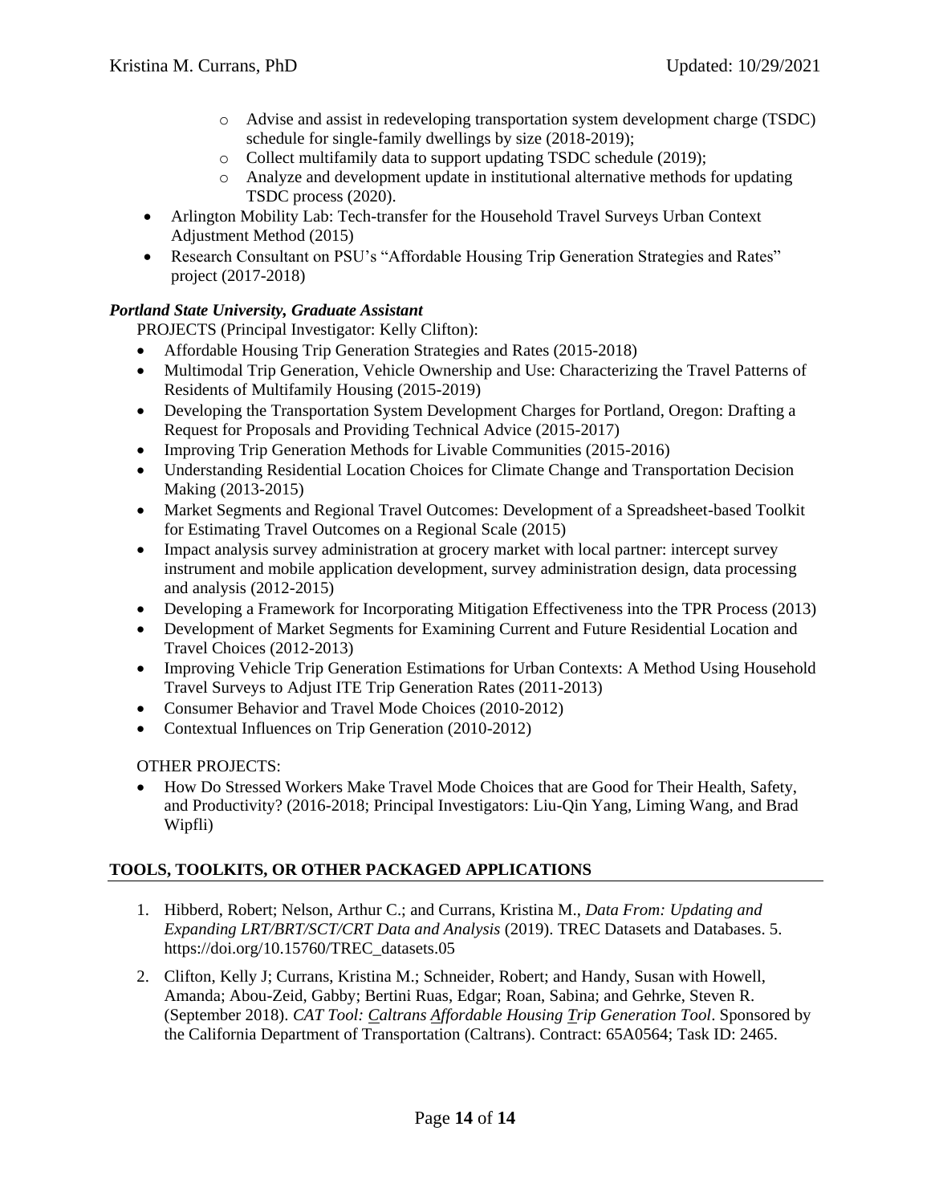- Advise and assist in redeveloping transportation system development charge (TSDC) schedule for single-family dwellings by size (2018-2019);
    - Collect multifamily data to support updating TSDC schedule (2019);
    - Analyze and development update in institutional alternative methods for updating TSDC process (2020).
- Arlington Mobility Lab: Tech-transfer for the Household Travel Surveys Urban Context Adjustment Method (2015)
- Research Consultant on PSU's "Affordable Housing Trip Generation Strategies and Rates" project (2017-2018)

***Portland State University, Graduate Assistant***

PROJECTS (Principal Investigator: Kelly Clifton):

- Affordable Housing Trip Generation Strategies and Rates (2015-2018)
- Multimodal Trip Generation, Vehicle Ownership and Use: Characterizing the Travel Patterns of Residents of Multifamily Housing (2015-2019)
- Developing the Transportation System Development Charges for Portland, Oregon: Drafting a Request for Proposals and Providing Technical Advice (2015-2017)
- Improving Trip Generation Methods for Livable Communities (2015-2016)
- Understanding Residential Location Choices for Climate Change and Transportation Decision Making (2013-2015)
- Market Segments and Regional Travel Outcomes: Development of a Spreadsheet-based Toolkit for Estimating Travel Outcomes on a Regional Scale (2015)
- Impact analysis survey administration at grocery market with local partner: intercept survey instrument and mobile application development, survey administration design, data processing and analysis (2012-2015)
- Developing a Framework for Incorporating Mitigation Effectiveness into the TPR Process (2013)
- Development of Market Segments for Examining Current and Future Residential Location and Travel Choices (2012-2013)
- Improving Vehicle Trip Generation Estimations for Urban Contexts: A Method Using Household Travel Surveys to Adjust ITE Trip Generation Rates (2011-2013)
- Consumer Behavior and Travel Mode Choices (2010-2012)
- Contextual Influences on Trip Generation (2010-2012)

OTHER PROJECTS:

- How Do Stressed Workers Make Travel Mode Choices that are Good for Their Health, Safety, and Productivity? (2016-2018; Principal Investigators: Liu-Qin Yang, Liming Wang, and Brad Wipfli)

## TOOLS, TOOLKITS, OR OTHER PACKAGED APPLICATIONS

1. Hibberd, Robert; Nelson, Arthur C.; and Currans, Kristina M., *Data From: Updating and Expanding LRT/BRT/SCT/CRT Data and Analysis* (2019). TREC Datasets and Databases. 5. https://doi.org/10.15760/TREC_datasets.05
2. Clifton, Kelly J; Currans, Kristina M.; Schneider, Robert; and Handy, Susan with Howell, Amanda; Abou-Zeid, Gabby; Bertini Ruas, Edgar; Roan, Sabina; and Gehrke, Steven R. (September 2018). *CAT Tool: Caltrans Affordable Housing Trip Generation Tool*. Sponsored by the California Department of Transportation (Caltrans). Contract: 65A0564; Task ID: 2465.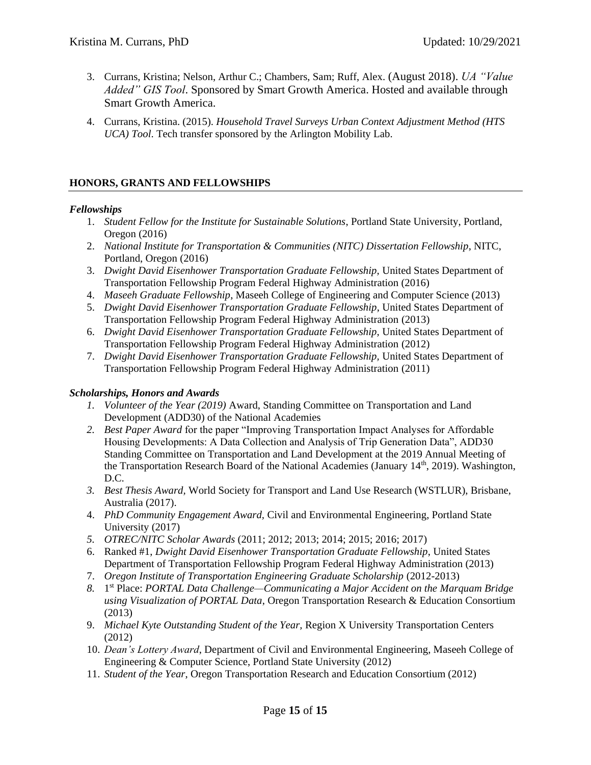3. Currans, Kristina; Nelson, Arthur C.; Chambers, Sam; Ruff, Alex. (August 2018). *UA "Value Added" GIS Tool*. Sponsored by Smart Growth America. Hosted and available through Smart Growth America.
4. Currans, Kristina. (2015). *Household Travel Surveys Urban Context Adjustment Method (HTS UCA) Tool*. Tech transfer sponsored by the Arlington Mobility Lab.

## HONORS, GRANTS AND FELLOWSHIPS

### *Fellowships*

1. *Student Fellow for the Institute for Sustainable Solutions*, Portland State University, Portland, Oregon (2016)
2. *National Institute for Transportation & Communities (NITC) Dissertation Fellowship*, NITC, Portland, Oregon (2016)
3. *Dwight David Eisenhower Transportation Graduate Fellowship*, United States Department of Transportation Fellowship Program Federal Highway Administration (2016)
4. *Maseeh Graduate Fellowship*, Maseeh College of Engineering and Computer Science (2013)
5. *Dwight David Eisenhower Transportation Graduate Fellowship*, United States Department of Transportation Fellowship Program Federal Highway Administration (2013)
6. *Dwight David Eisenhower Transportation Graduate Fellowship*, United States Department of Transportation Fellowship Program Federal Highway Administration (2012)
7. *Dwight David Eisenhower Transportation Graduate Fellowship*, United States Department of Transportation Fellowship Program Federal Highway Administration (2011)

### *Scholarships, Honors and Awards*

1. *Volunteer of the Year (2019)* Award, Standing Committee on Transportation and Land Development (ADD30) of the National Academies
2. *Best Paper Award* for the paper "Improving Transportation Impact Analyses for Affordable Housing Developments: A Data Collection and Analysis of Trip Generation Data", ADD30 Standing Committee on Transportation and Land Development at the 2019 Annual Meeting of the Transportation Research Board of the National Academies (January 14th, 2019). Washington, D.C.
3. *Best Thesis Award*, World Society for Transport and Land Use Research (WSTLUR), Brisbane, Australia (2017).
4. *PhD Community Engagement Award*, Civil and Environmental Engineering, Portland State University (2017)
5. *OTREC/NITC Scholar Awards* (2011; 2012; 2013; 2014; 2015; 2016; 2017)
6. Ranked #1, *Dwight David Eisenhower Transportation Graduate Fellowship*, United States Department of Transportation Fellowship Program Federal Highway Administration (2013)
7. *Oregon Institute of Transportation Engineering Graduate Scholarship* (2012-2013)
8. 1st Place: *PORTAL Data Challenge—Communicating a Major Accident on the Marquam Bridge using Visualization of PORTAL Data*, Oregon Transportation Research & Education Consortium (2013)
9. *Michael Kyte Outstanding Student of the Year*, Region X University Transportation Centers (2012)
10. *Dean's Lottery Award*, Department of Civil and Environmental Engineering, Maseeh College of Engineering & Computer Science, Portland State University (2012)
11. *Student of the Year*, Oregon Transportation Research and Education Consortium (2012)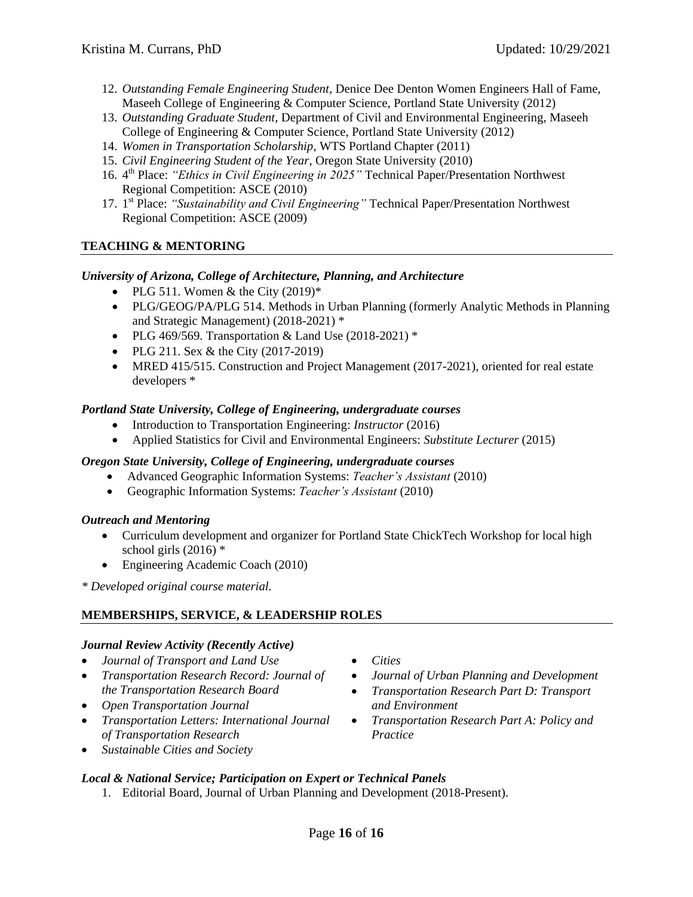12. *Outstanding Female Engineering Student*, Denice Dee Denton Women Engineers Hall of Fame, Maseeh College of Engineering & Computer Science, Portland State University (2012)
13. *Outstanding Graduate Student*, Department of Civil and Environmental Engineering, Maseeh College of Engineering & Computer Science, Portland State University (2012)
14. *Women in Transportation Scholarship*, WTS Portland Chapter (2011)
15. *Civil Engineering Student of the Year*, Oregon State University (2010)
16. 4th Place: *"Ethics in Civil Engineering in 2025"* Technical Paper/Presentation Northwest Regional Competition: ASCE (2010)
17. 1st Place: *"Sustainability and Civil Engineering"* Technical Paper/Presentation Northwest Regional Competition: ASCE (2009)

## TEACHING & MENTORING

***University of Arizona, College of Architecture, Planning, and Architecture***

- PLG 511. Women & the City (2019)*
- PLG/GEOG/PA/PLG 514. Methods in Urban Planning (formerly Analytic Methods in Planning and Strategic Management) (2018-2021) *
- PLG 469/569. Transportation & Land Use (2018-2021) *
- PLG 211. Sex & the City (2017-2019)
- MRED 415/515. Construction and Project Management (2017-2021), oriented for real estate developers *

***Portland State University, College of Engineering, undergraduate courses***

- Introduction to Transportation Engineering: *Instructor* (2016)
- Applied Statistics for Civil and Environmental Engineers: *Substitute Lecturer* (2015)

***Oregon State University, College of Engineering, undergraduate courses***

- Advanced Geographic Information Systems: *Teacher's Assistant* (2010)
- Geographic Information Systems: *Teacher's Assistant* (2010)

***Outreach and Mentoring***

- Curriculum development and organizer for Portland State ChickTech Workshop for local high school girls (2016) *
- Engineering Academic Coach (2010)

*\* Developed original course material.*

## MEMBERSHIPS, SERVICE, & LEADERSHIP ROLES

***Journal Review Activity (Recently Active)***

- *Journal of Transport and Land Use*
- *Transportation Research Record: Journal of the Transportation Research Board*
- *Open Transportation Journal*
- *Transportation Letters: International Journal of Transportation Research*
- *Sustainable Cities and Society*
- *Cities*
- *Journal of Urban Planning and Development*
- *Transportation Research Part D: Transport and Environment*
- *Transportation Research Part A: Policy and Practice*

***Local & National Service; Participation on Expert or Technical Panels***

1. Editorial Board, Journal of Urban Planning and Development (2018-Present).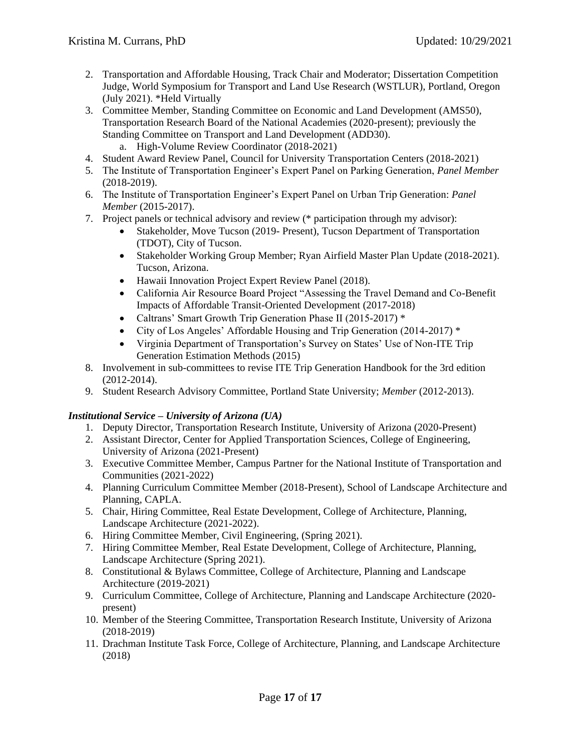2. Transportation and Affordable Housing, Track Chair and Moderator; Dissertation Competition Judge, World Symposium for Transport and Land Use Research (WSTLUR), Portland, Oregon (July 2021). *Held Virtually
3. Committee Member, Standing Committee on Economic and Land Development (AMS50), Transportation Research Board of the National Academies (2020-present); previously the Standing Committee on Transport and Land Development (ADD30).
   a. High-Volume Review Coordinator (2018-2021)
4. Student Award Review Panel, Council for University Transportation Centers (2018-2021)
5. The Institute of Transportation Engineer's Expert Panel on Parking Generation, *Panel Member* (2018-2019).
6. The Institute of Transportation Engineer's Expert Panel on Urban Trip Generation: *Panel Member* (2015-2017).
7. Project panels or technical advisory and review (* participation through my advisor):
   - Stakeholder, Move Tucson (2019- Present), Tucson Department of Transportation (TDOT), City of Tucson.
   - Stakeholder Working Group Member; Ryan Airfield Master Plan Update (2018-2021). Tucson, Arizona.
   - Hawaii Innovation Project Expert Review Panel (2018).
   - California Air Resource Board Project "Assessing the Travel Demand and Co-Benefit Impacts of Affordable Transit-Oriented Development (2017-2018)
   - Caltrans' Smart Growth Trip Generation Phase II (2015-2017) *
   - City of Los Angeles' Affordable Housing and Trip Generation (2014-2017) *
   - Virginia Department of Transportation's Survey on States' Use of Non-ITE Trip Generation Estimation Methods (2015)
8. Involvement in sub-committees to revise ITE Trip Generation Handbook for the 3rd edition (2012-2014).
9. Student Research Advisory Committee, Portland State University; *Member* (2012-2013).

### *Institutional Service – University of Arizona (UA)*

1. Deputy Director, Transportation Research Institute, University of Arizona (2020-Present)
2. Assistant Director, Center for Applied Transportation Sciences, College of Engineering, University of Arizona (2021-Present)
3. Executive Committee Member, Campus Partner for the National Institute of Transportation and Communities (2021-2022)
4. Planning Curriculum Committee Member (2018-Present), School of Landscape Architecture and Planning, CAPLA.
5. Chair, Hiring Committee, Real Estate Development, College of Architecture, Planning, Landscape Architecture (2021-2022).
6. Hiring Committee Member, Civil Engineering, (Spring 2021).
7. Hiring Committee Member, Real Estate Development, College of Architecture, Planning, Landscape Architecture (Spring 2021).
8. Constitutional & Bylaws Committee, College of Architecture, Planning and Landscape Architecture (2019-2021)
9. Curriculum Committee, College of Architecture, Planning and Landscape Architecture (2020-present)
10. Member of the Steering Committee, Transportation Research Institute, University of Arizona (2018-2019)
11. Drachman Institute Task Force, College of Architecture, Planning, and Landscape Architecture (2018)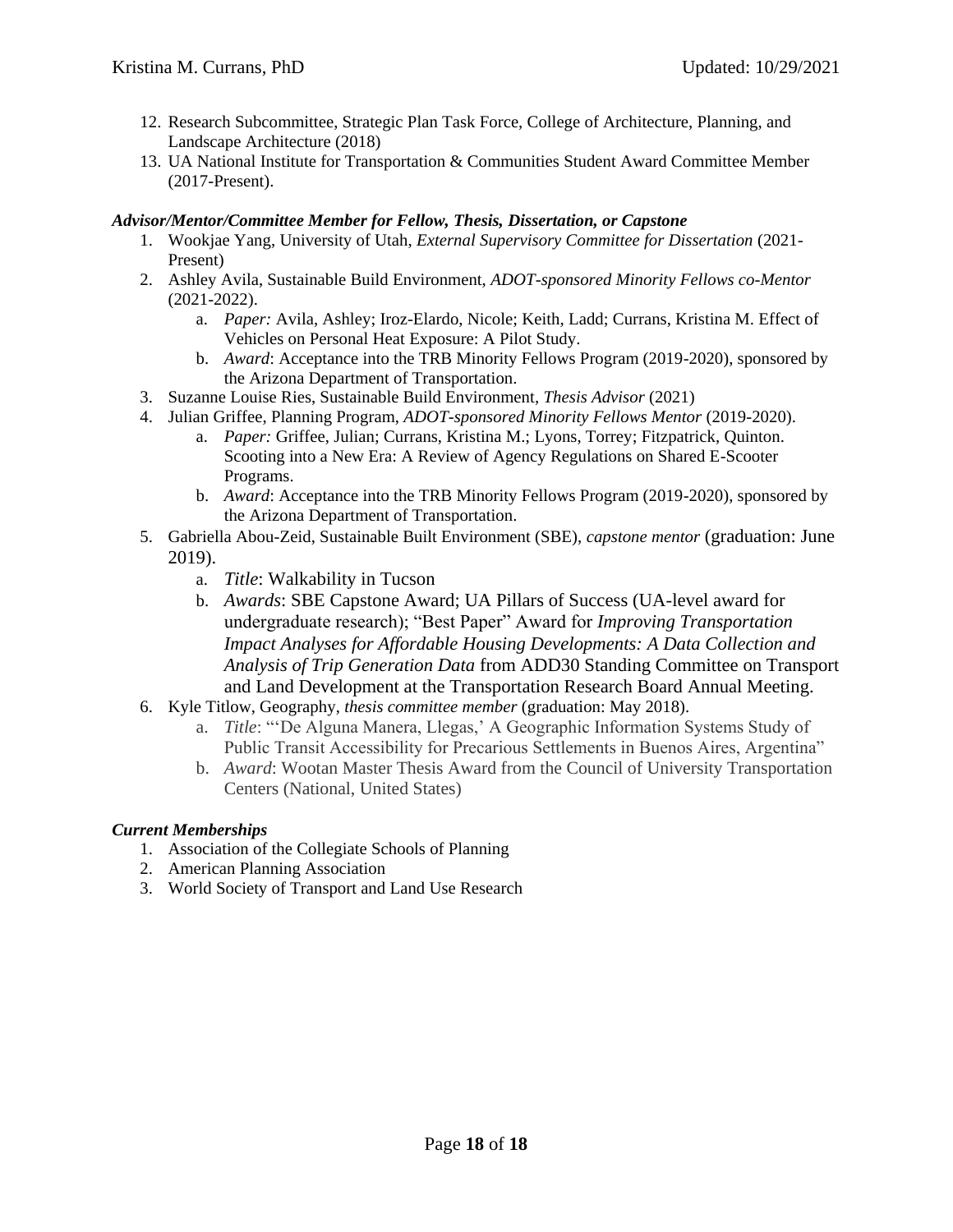12. Research Subcommittee, Strategic Plan Task Force, College of Architecture, Planning, and Landscape Architecture (2018)
13. UA National Institute for Transportation & Communities Student Award Committee Member (2017-Present).

***Advisor/Mentor/Committee Member for Fellow, Thesis, Dissertation, or Capstone***

1. Wookjae Yang, University of Utah, *External Supervisory Committee for Dissertation* (2021-Present)
2. Ashley Avila, Sustainable Build Environment, *ADOT-sponsored Minority Fellows co-Mentor* (2021-2022).
   a. *Paper:* Avila, Ashley; Iroz-Elardo, Nicole; Keith, Ladd; Currans, Kristina M. Effect of Vehicles on Personal Heat Exposure: A Pilot Study.
   b. *Award*: Acceptance into the TRB Minority Fellows Program (2019-2020), sponsored by the Arizona Department of Transportation.
3. Suzanne Louise Ries, Sustainable Build Environment, *Thesis Advisor* (2021)
4. Julian Griffee, Planning Program, *ADOT-sponsored Minority Fellows Mentor* (2019-2020).
   a. *Paper:* Griffee, Julian; Currans, Kristina M.; Lyons, Torrey; Fitzpatrick, Quinton. Scooting into a New Era: A Review of Agency Regulations on Shared E-Scooter Programs.
   b. *Award*: Acceptance into the TRB Minority Fellows Program (2019-2020), sponsored by the Arizona Department of Transportation.
5. Gabriella Abou-Zeid, Sustainable Built Environment (SBE), *capstone mentor* (graduation: June 2019).
   a. *Title*: Walkability in Tucson
   b. *Awards*: SBE Capstone Award; UA Pillars of Success (UA-level award for undergraduate research); "Best Paper" Award for *Improving Transportation Impact Analyses for Affordable Housing Developments: A Data Collection and Analysis of Trip Generation Data* from ADD30 Standing Committee on Transport and Land Development at the Transportation Research Board Annual Meeting.
6. Kyle Titlow, Geography, *thesis committee member* (graduation: May 2018).
   a. *Title*: "'De Alguna Manera, Llegas,' A Geographic Information Systems Study of Public Transit Accessibility for Precarious Settlements in Buenos Aires, Argentina"
   b. *Award*: Wootan Master Thesis Award from the Council of University Transportation Centers (National, United States)

***Current Memberships***

1. Association of the Collegiate Schools of Planning
2. American Planning Association
3. World Society of Transport and Land Use Research